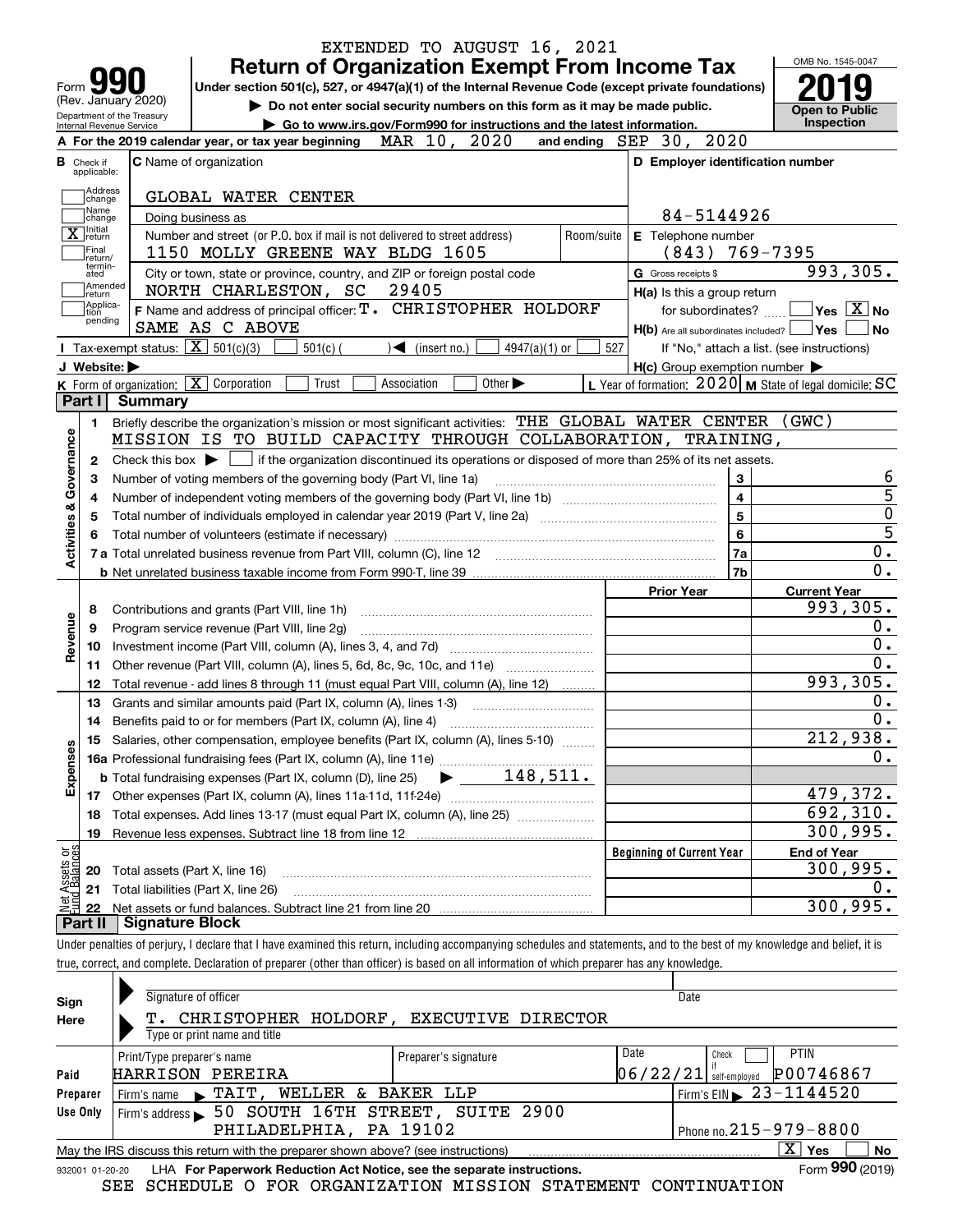EXTENDED TO AUGUST 16, 2021

# Form 990 — Return of Organization Exempt From Income Tax

(Rev. January 2020)

Department of the Treasury
Internal Revenue Service

**Under section 501(c), 527, or 4947(a)(1) of the Internal Revenue Code (except private foundations)**

▶ Do not enter social security numbers on this form as it may be made public.

▶ Go to www.irs.gov/Form990 for instructions and the latest information.

OMB No. 1545-0047

**2019**

**Open to Public Inspection**

**A** For the 2019 calendar year, or tax year beginning MAR 10, 2020 and ending SEP 30, 2020

**B** Check if applicable:
- Address change
- Name change
- [X] Initial return
- Final return/terminated
- Amended return
- Application pending

**C** Name of organization: GLOBAL WATER CENTER

Doing business as

Number and street (or P.O. box if mail is not delivered to street address): 1150 MOLLY GREENE WAY BLDG 1605 — Room/suite

City or town, state or province, country, and ZIP or foreign postal code: NORTH CHARLESTON, SC 29405

**D** Employer identification number: 84-5144926

**E** Telephone number: (843) 769-7395

**G** Gross receipts $ 993,305.

**F** Name and address of principal officer: T. CHRISTOPHER HOLDORF, SAME AS C ABOVE

**H(a)** Is this a group return for subordinates? Yes [ ] No [X]

**H(b)** Are all subordinates included? Yes [ ] No [ ]

If "No," attach a list. (see instructions)

**H(c)** Group exemption number ▶

**I** Tax-exempt status: [X] 501(c)(3) [ ] 501(c) ( ) ◀ (insert no.) [ ] 4947(a)(1) or [ ] 527

**J** Website: ▶

**K** Form of organization: [X] Corporation [ ] Trust [ ] Association [ ] Other ▶

**L** Year of formation: 2020 **M** State of legal domicile: SC

## Part I Summary

**Activities & Governance**

1. Briefly describe the organization's mission or most significant activities: THE GLOBAL WATER CENTER (GWC) MISSION IS TO BUILD CAPACITY THROUGH COLLABORATION, TRAINING,
2. Check this box ▶ [ ] if the organization discontinued its operations or disposed of more than 25% of its net assets.

| | | Line | Value |
|---|---|---|---|
| 3 | Number of voting members of the governing body (Part VI, line 1a) | 3 | 6 |
| 4 | Number of independent voting members of the governing body (Part VI, line 1b) | 4 | 5 |
| 5 | Total number of individuals employed in calendar year 2019 (Part V, line 2a) | 5 | 0 |
| 6 | Total number of volunteers (estimate if necessary) | 6 | 5 |
| 7a | Total unrelated business revenue from Part VIII, column (C), line 12 | 7a | 0. |
| 7b | Net unrelated business taxable income from Form 990-T, line 39 | 7b | 0. |

| | | Prior Year | Current Year |
|---|---|---|---|
| **Revenue** | | | |
| 8 | Contributions and grants (Part VIII, line 1h) | | 993,305. |
| 9 | Program service revenue (Part VIII, line 2g) | | 0. |
| 10 | Investment income (Part VIII, column (A), lines 3, 4, and 7d) | | 0. |
| 11 | Other revenue (Part VIII, column (A), lines 5, 6d, 8c, 9c, 10c, and 11e) | | 0. |
| 12 | Total revenue - add lines 8 through 11 (must equal Part VIII, column (A), line 12) | | 993,305. |
| **Expenses** | | | |
| 13 | Grants and similar amounts paid (Part IX, column (A), lines 1-3) | | 0. |
| 14 | Benefits paid to or for members (Part IX, column (A), line 4) | | 0. |
| 15 | Salaries, other compensation, employee benefits (Part IX, column (A), lines 5-10) | | 212,938. |
| 16a | Professional fundraising fees (Part IX, column (A), line 11e) | | 0. |
| b | Total fundraising expenses (Part IX, column (D), line 25) ▶ 148,511. | | |
| 17 | Other expenses (Part IX, column (A), lines 11a-11d, 11f-24e) | | 479,372. |
| 18 | Total expenses. Add lines 13-17 (must equal Part IX, column (A), line 25) | | 692,310. |
| 19 | Revenue less expenses. Subtract line 18 from line 12 | | 300,995. |

| **Net Assets or Fund Balances** | | Beginning of Current Year | End of Year |
|---|---|---|---|
| 20 | Total assets (Part X, line 16) | | 300,995. |
| 21 | Total liabilities (Part X, line 26) | | 0. |
| 22 | Net assets or fund balances. Subtract line 21 from line 20 | | 300,995. |

## Part II Signature Block

Under penalties of perjury, I declare that I have examined this return, including accompanying schedules and statements, and to the best of my knowledge and belief, it is true, correct, and complete. Declaration of preparer (other than officer) is based on all information of which preparer has any knowledge.

**Sign Here**

Signature of officer — Date

T. CHRISTOPHER HOLDORF, EXECUTIVE DIRECTOR

Type or print name and title

**Paid Preparer Use Only**

| Print/Type preparer's name | Preparer's signature | Date | Check if self-employed | PTIN |
|---|---|---|---|---|
| HARRISON PEREIRA | | 06/22/21 | [ ] | P00746867 |

Firm's name ▶ TAIT, WELLER & BAKER LLP — Firm's EIN ▶ 23-1144520

Firm's address ▶ 50 SOUTH 16TH STREET, SUITE 2900, PHILADELPHIA, PA 19102 — Phone no. 215-979-8800

May the IRS discuss this return with the preparer shown above? (see instructions) [X] Yes [ ] No

932001 01-20-20 LHA For Paperwork Reduction Act Notice, see the separate instructions. Form **990** (2019)

SEE SCHEDULE O FOR ORGANIZATION MISSION STATEMENT CONTINUATION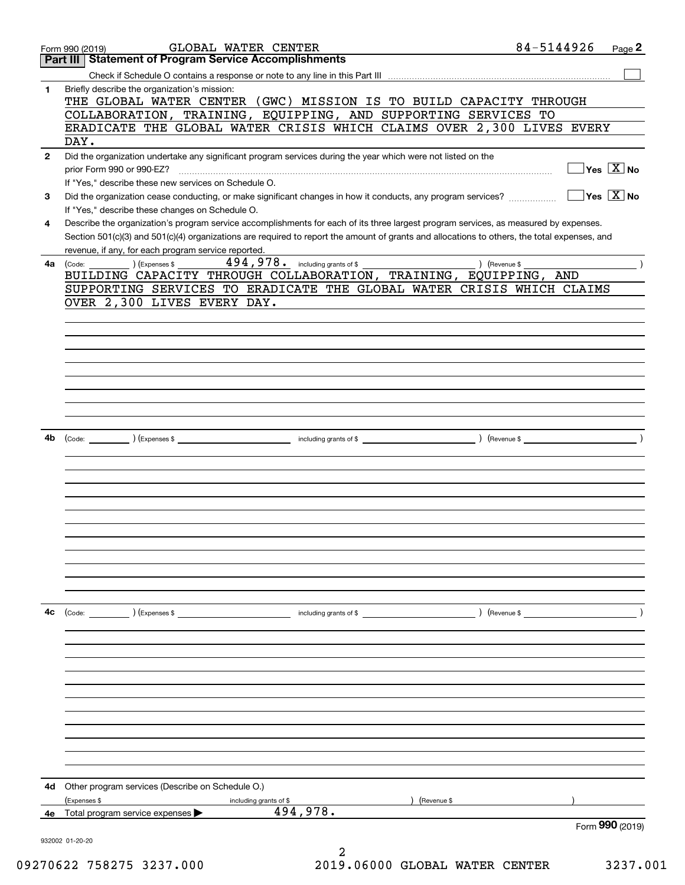Form 990 (2019) GLOBAL WATER CENTER 84-5144926

## Part III Statement of Program Service Accomplishments

Check if Schedule O contains a response or note to any line in this Part III ☐

**1** Briefly describe the organization's mission:

THE GLOBAL WATER CENTER (GWC) MISSION IS TO BUILD CAPACITY THROUGH COLLABORATION, TRAINING, EQUIPPING, AND SUPPORTING SERVICES TO ERADICATE THE GLOBAL WATER CRISIS WHICH CLAIMS OVER 2,300 LIVES EVERY DAY.

**2** Did the organization undertake any significant program services during the year which were not listed on the prior Form 990 or 990-EZ? ☐ Yes ☒ No

If "Yes," describe these new services on Schedule O.

**3** Did the organization cease conducting, or make significant changes in how it conducts, any program services? ☐ Yes ☒ No

If "Yes," describe these changes on Schedule O.

**4** Describe the organization's program service accomplishments for each of its three largest program services, as measured by expenses. Section 501(c)(3) and 501(c)(4) organizations are required to report the amount of grants and allocations to others, the total expenses, and revenue, if any, for each program service reported.

**4a** (Code: ) (Expenses $ 494,978. including grants of $ ) (Revenue $ )

BUILDING CAPACITY THROUGH COLLABORATION, TRAINING, EQUIPPING, AND SUPPORTING SERVICES TO ERADICATE THE GLOBAL WATER CRISIS WHICH CLAIMS OVER 2,300 LIVES EVERY DAY.

**4b** (Code: ) (Expenses $ including grants of $ ) (Revenue $ )

**4c** (Code: ) (Expenses $ including grants of $ ) (Revenue $ )

**4d** Other program services (Describe on Schedule O.)

(Expenses $ including grants of $ ) (Revenue $ )

**4e** Total program services expenses ▶ 494,978.

Form **990** (2019)

932002 01-20-20

09270622 758275 3237.000 2019.06000 GLOBAL WATER CENTER 3237.001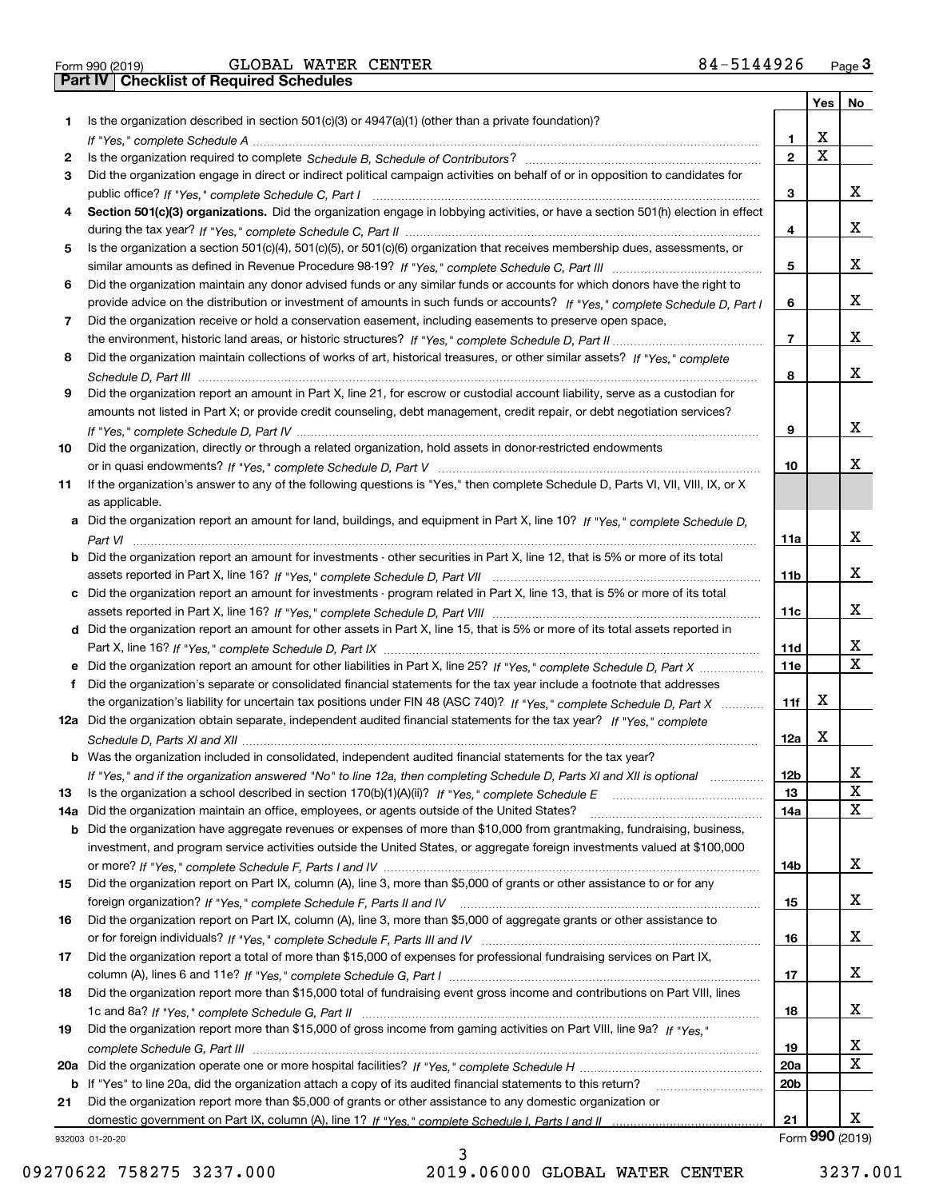Form 990 (2019) GLOBAL WATER CENTER 84-5144926 Page **3**

## Part IV Checklist of Required Schedules

| | | | Yes | No |
|---|---|---|---|---|
| **1** | Is the organization described in section 501(c)(3) or 4947(a)(1) (other than a private foundation)? *If "Yes," complete Schedule A* | **1** | X | |
| **2** | Is the organization required to complete *Schedule B, Schedule of Contributors*? | **2** | X | |
| **3** | Did the organization engage in direct or indirect political campaign activities on behalf of or in opposition to candidates for public office? *If "Yes," complete Schedule C, Part I* | **3** | | X |
| **4** | **Section 501(c)(3) organizations.** Did the organization engage in lobbying activities, or have a section 501(h) election in effect during the tax year? *If "Yes," complete Schedule C, Part II* | **4** | | X |
| **5** | Is the organization a section 501(c)(4), 501(c)(5), or 501(c)(6) organization that receives membership dues, assessments, or similar amounts as defined in Revenue Procedure 98-19? *If "Yes," complete Schedule C, Part III* | **5** | | X |
| **6** | Did the organization maintain any donor advised funds or any similar funds or accounts for which donors have the right to provide advice on the distribution or investment of amounts in such funds or accounts? *If "Yes," complete Schedule D, Part I* | **6** | | X |
| **7** | Did the organization receive or hold a conservation easement, including easements to preserve open space, the environment, historic land areas, or historic structures? *If "Yes," complete Schedule D, Part II* | **7** | | X |
| **8** | Did the organization maintain collections of works of art, historical treasures, or other similar assets? *If "Yes," complete Schedule D, Part III* | **8** | | X |
| **9** | Did the organization report an amount in Part X, line 21, for escrow or custodial account liability, serve as a custodian for amounts not listed in Part X; or provide credit counseling, debt management, credit repair, or debt negotiation services? *If "Yes," complete Schedule D, Part IV* | **9** | | X |
| **10** | Did the organization, directly or through a related organization, hold assets in donor-restricted endowments or in quasi endowments? *If "Yes," complete Schedule D, Part V* | **10** | | X |
| **11** | If the organization's answer to any of the following questions is "Yes," then complete Schedule D, Parts VI, VII, VIII, IX, or X as applicable. | | | |
| **a** | Did the organization report an amount for land, buildings, and equipment in Part X, line 10? *If "Yes," complete Schedule D, Part VI* | **11a** | | X |
| **b** | Did the organization report an amount for investments - other securities in Part X, line 12, that is 5% or more of its total assets reported in Part X, line 16? *If "Yes," complete Schedule D, Part VII* | **11b** | | X |
| **c** | Did the organization report an amount for investments - program related in Part X, line 13, that is 5% or more of its total assets reported in Part X, line 16? *If "Yes," complete Schedule D, Part VIII* | **11c** | | X |
| **d** | Did the organization report an amount for other assets in Part X, line 15, that is 5% or more of its total assets reported in Part X, line 16? *If "Yes," complete Schedule D, Part IX* | **11d** | | X |
| **e** | Did the organization report an amount for other liabilities in Part X, line 25? *If "Yes," complete Schedule D, Part X* | **11e** | | X |
| **f** | Did the organization's separate or consolidated financial statements for the tax year include a footnote that addresses the organization's liability for uncertain tax positions under FIN 48 (ASC 740)? *If "Yes," complete Schedule D, Part X* | **11f** | X | |
| **12a** | Did the organization obtain separate, independent audited financial statements for the tax year? *If "Yes," complete Schedule D, Parts XI and XII* | **12a** | X | |
| **b** | Was the organization included in consolidated, independent audited financial statements for the tax year? *If "Yes," and if the organization answered "No" to line 12a, then completing Schedule D, Parts XI and XII is optional* | **12b** | | X |
| **13** | Is the organization a school described in section 170(b)(1)(A)(ii)? *If "Yes," complete Schedule E* | **13** | | X |
| **14a** | Did the organization maintain an office, employees, or agents outside of the United States? | **14a** | | X |
| **b** | Did the organization have aggregate revenues or expenses of more than $10,000 from grantmaking, fundraising, business, investment, and program service activities outside the United States, or aggregate foreign investments valued at $100,000 or more? *If "Yes," complete Schedule F, Parts I and IV* | **14b** | | X |
| **15** | Did the organization report on Part IX, column (A), line 3, more than $5,000 of grants or other assistance to or for any foreign organization? *If "Yes," complete Schedule F, Parts II and IV* | **15** | | X |
| **16** | Did the organization report on Part IX, column (A), line 3, more than $5,000 of aggregate grants or other assistance to or for foreign individuals? *If "Yes," complete Schedule F, Parts III and IV* | **16** | | X |
| **17** | Did the organization report a total of more than $15,000 of expenses for professional fundraising services on Part IX, column (A), lines 6 and 11e? *If "Yes," complete Schedule G, Part I* | **17** | | X |
| **18** | Did the organization report more than $15,000 total of fundraising event gross income and contributions on Part VIII, lines 1c and 8a? *If "Yes," complete Schedule G, Part II* | **18** | | X |
| **19** | Did the organization report more than $15,000 of gross income from gaming activities on Part VIII, line 9a? *If "Yes," complete Schedule G, Part III* | **19** | | X |
| **20a** | Did the organization operate one or more hospital facilities? *If "Yes," complete Schedule H* | **20a** | | X |
| **b** | If "Yes" to line 20a, did the organization attach a copy of its audited financial statements to this return? | **20b** | | |
| **21** | Did the organization report more than $5,000 of grants or other assistance to any domestic organization or domestic government on Part IX, column (A), line 1? *If "Yes," complete Schedule I, Parts I and II* | **21** | | X |

932003 01-20-20 Form **990** (2019)

09270622 758275 3237.000 2019.06000 GLOBAL WATER CENTER 3237.001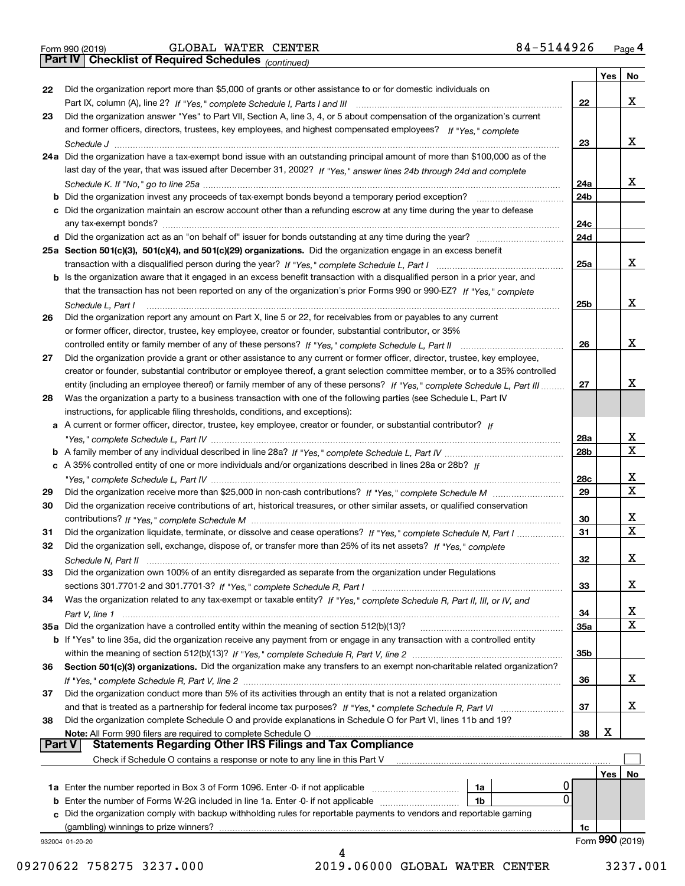Form 990 (2019) GLOBAL WATER CENTER 84-5144926 Page 4

## Part IV Checklist of Required Schedules *(continued)*

| | | | Yes | No |
|---|---|---|---|---|
| 22 | Did the organization report more than $5,000 of grants or other assistance to or for domestic individuals on Part IX, column (A), line 2? *If "Yes," complete Schedule I, Parts I and III* | 22 | | X |
| 23 | Did the organization answer "Yes" to Part VII, Section A, line 3, 4, or 5 about compensation of the organization's current and former officers, directors, trustees, key employees, and highest compensated employees? *If "Yes," complete Schedule J* | 23 | | X |
| 24a | Did the organization have a tax-exempt bond issue with an outstanding principal amount of more than $100,000 as of the last day of the year, that was issued after December 31, 2002? *If "Yes," answer lines 24b through 24d and complete Schedule K. If "No," go to line 25a* | 24a | | X |
| b | Did the organization invest any proceeds of tax-exempt bonds beyond a temporary period exception? | 24b | | |
| c | Did the organization maintain an escrow account other than a refunding escrow at any time during the year to defease any tax-exempt bonds? | 24c | | |
| d | Did the organization act as an "on behalf of" issuer for bonds outstanding at any time during the year? | 24d | | |
| 25a | **Section 501(c)(3), 501(c)(4), and 501(c)(29) organizations.** Did the organization engage in an excess benefit transaction with a disqualified person during the year? *If "Yes," complete Schedule L, Part I* | 25a | | X |
| b | Is the organization aware that it engaged in an excess benefit transaction with a disqualified person in a prior year, and that the transaction has not been reported on any of the organization's prior Forms 990 or 990-EZ? *If "Yes," complete Schedule L, Part I* | 25b | | X |
| 26 | Did the organization report any amount on Part X, line 5 or 22, for receivables from or payables to any current or former officer, director, trustee, key employee, creator or founder, substantial contributor, or 35% controlled entity or family member of any of these persons? *If "Yes," complete Schedule L, Part II* | 26 | | X |
| 27 | Did the organization provide a grant or other assistance to any current or former officer, director, trustee, key employee, creator or founder, substantial contributor or employee thereof, a grant selection committee member, or to a 35% controlled entity (including an employee thereof) or family member of any of these persons? *If "Yes," complete Schedule L, Part III* | 27 | | X |
| 28 | Was the organization a party to a business transaction with one of the following parties (see Schedule L, Part IV instructions, for applicable filing thresholds, conditions, and exceptions): | | | |
| a | A current or former officer, director, trustee, key employee, creator or founder, or substantial contributor? *If "Yes," complete Schedule L, Part IV* | 28a | | X |
| b | A family member of any individual described in line 28a? *If "Yes," complete Schedule L, Part IV* | 28b | | X |
| c | A 35% controlled entity of one or more individuals and/or organizations described in lines 28a or 28b? *If "Yes," complete Schedule L, Part IV* | 28c | | X |
| 29 | Did the organization receive more than $25,000 in non-cash contributions? *If "Yes," complete Schedule M* | 29 | | X |
| 30 | Did the organization receive contributions of art, historical treasures, or other similar assets, or qualified conservation contributions? *If "Yes," complete Schedule M* | 30 | | X |
| 31 | Did the organization liquidate, terminate, or dissolve and cease operations? *If "Yes," complete Schedule N, Part I* | 31 | | X |
| 32 | Did the organization sell, exchange, dispose of, or transfer more than 25% of its net assets? *If "Yes," complete Schedule N, Part II* | 32 | | X |
| 33 | Did the organization own 100% of an entity disregarded as separate from the organization under Regulations sections 301.7701-2 and 301.7701-3? *If "Yes," complete Schedule R, Part I* | 33 | | X |
| 34 | Was the organization related to any tax-exempt or taxable entity? *If "Yes," complete Schedule R, Part II, III, or IV, and Part V, line 1* | 34 | | X |
| 35a | Did the organization have a controlled entity within the meaning of section 512(b)(13)? | 35a | | X |
| b | If "Yes" to line 35a, did the organization receive any payment from or engage in any transaction with a controlled entity within the meaning of section 512(b)(13)? *If "Yes," complete Schedule R, Part V, line 2* | 35b | | |
| 36 | **Section 501(c)(3) organizations.** Did the organization make any transfers to an exempt non-charitable related organization? *If "Yes," complete Schedule R, Part V, line 2* | 36 | | X |
| 37 | Did the organization conduct more than 5% of its activities through an entity that is not a related organization and that is treated as a partnership for federal income tax purposes? *If "Yes," complete Schedule R, Part VI* | 37 | | X |
| 38 | Did the organization complete Schedule O and provide explanations in Schedule O for Part VI, lines 11b and 19? **Note:** All Form 990 filers are required to complete Schedule O | 38 | X | |

## Part V Statements Regarding Other IRS Filings and Tax Compliance

Check if Schedule O contains a response or note to any line in this Part V ☐

| | | | | | Yes | No |
|---|---|---|---|---|---|---|
| 1a | Enter the number reported in Box 3 of Form 1096. Enter -0- if not applicable | 1a | 0 | | | |
| b | Enter the number of Forms W-2G included in line 1a. Enter -0- if not applicable | 1b | 0 | | | |
| c | Did the organization comply with backup withholding rules for reportable payments to vendors and reportable gaming (gambling) winnings to prize winners? | | | 1c | | |

932004 01-20-20 Form **990** (2019)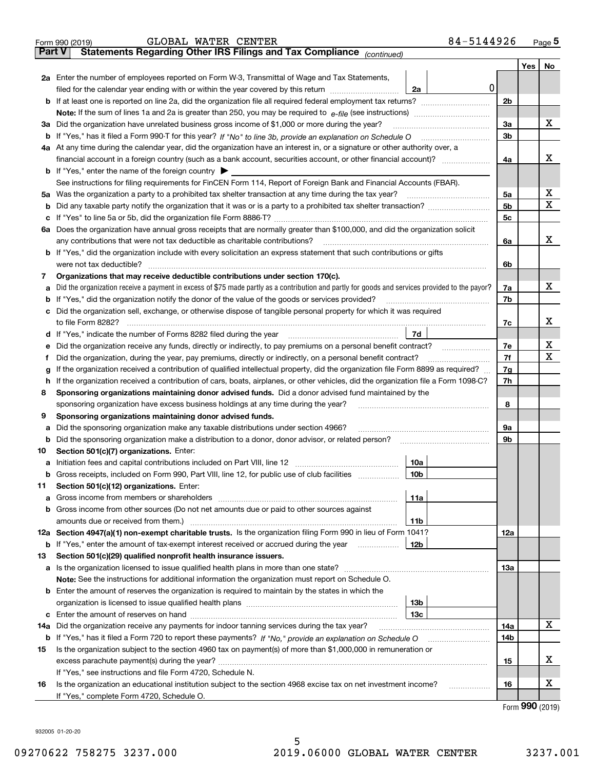Form 990 (2019) GLOBAL WATER CENTER 84-5144926

## Part V Statements Regarding Other IRS Filings and Tax Compliance *(continued)*

| | | | | Yes | No |
|---|---|---|---|---|---|
| **2a** | Enter the number of employees reported on Form W-3, Transmittal of Wage and Tax Statements, filed for the calendar year ending with or within the year covered by this return | 2a | 0 | | |
| **b** | If at least one is reported on line 2a, did the organization file all required federal employment tax returns? | | 2b | | |
| | **Note:** If the sum of lines 1a and 2a is greater than 250, you may be required to *e-file* (see instructions) | | | | |
| **3a** | Did the organization have unrelated business gross income of $1,000 or more during the year? | | 3a | | X |
| **b** | If "Yes," has it filed a Form 990-T for this year? *If "No" to line 3b, provide an explanation on Schedule O* | | 3b | | |
| **4a** | At any time during the calendar year, did the organization have an interest in, or a signature or other authority over, a financial account in a foreign country (such as a bank account, securities account, or other financial account)? | | 4a | | X |
| **b** | If "Yes," enter the name of the foreign country ▶ | | | | |
| | See instructions for filing requirements for FinCEN Form 114, Report of Foreign Bank and Financial Accounts (FBAR). | | | | |
| **5a** | Was the organization a party to a prohibited tax shelter transaction at any time during the tax year? | | 5a | | X |
| **b** | Did any taxable party notify the organization that it was or is a party to a prohibited tax shelter transaction? | | 5b | | X |
| **c** | If "Yes" to line 5a or 5b, did the organization file Form 8886-T? | | 5c | | |
| **6a** | Does the organization have annual gross receipts that are normally greater than $100,000, and did the organization solicit any contributions that were not tax deductible as charitable contributions? | | 6a | | X |
| **b** | If "Yes," did the organization include with every solicitation an express statement that such contributions or gifts were not tax deductible? | | 6b | | |
| **7** | **Organizations that may receive deductible contributions under section 170(c).** | | | | |
| **a** | Did the organization receive a payment in excess of $75 made partly as a contribution and partly for goods and services provided to the payor? | | 7a | | X |
| **b** | If "Yes," did the organization notify the donor of the value of the goods or services provided? | | 7b | | |
| **c** | Did the organization sell, exchange, or otherwise dispose of tangible personal property for which it was required to file Form 8282? | | 7c | | X |
| **d** | If "Yes," indicate the number of Forms 8282 filed during the year | 7d | | | |
| **e** | Did the organization receive any funds, directly or indirectly, to pay premiums on a personal benefit contract? | | 7e | | X |
| **f** | Did the organization, during the year, pay premiums, directly or indirectly, on a personal benefit contract? | | 7f | | X |
| **g** | If the organization received a contribution of qualified intellectual property, did the organization file Form 8899 as required? | | 7g | | |
| **h** | If the organization received a contribution of cars, boats, airplanes, or other vehicles, did the organization file a Form 1098-C? | | 7h | | |
| **8** | **Sponsoring organizations maintaining donor advised funds.** Did a donor advised fund maintained by the sponsoring organization have excess business holdings at any time during the year? | | 8 | | |
| **9** | **Sponsoring organizations maintaining donor advised funds.** | | | | |
| **a** | Did the sponsoring organization make any taxable distributions under section 4966? | | 9a | | |
| **b** | Did the sponsoring organization make a distribution to a donor, donor advisor, or related person? | | 9b | | |
| **10** | **Section 501(c)(7) organizations.** Enter: | | | | |
| **a** | Initiation fees and capital contributions included on Part VIII, line 12 | 10a | | | |
| **b** | Gross receipts, included on Form 990, Part VIII, line 12, for public use of club facilities | 10b | | | |
| **11** | **Section 501(c)(12) organizations.** Enter: | | | | |
| **a** | Gross income from members or shareholders | 11a | | | |
| **b** | Gross income from other sources (Do not net amounts due or paid to other sources against amounts due or received from them.) | 11b | | | |
| **12a** | **Section 4947(a)(1) non-exempt charitable trusts.** Is the organization filing Form 990 in lieu of Form 1041? | | 12a | | |
| **b** | If "Yes," enter the amount of tax-exempt interest received or accrued during the year | 12b | | | |
| **13** | **Section 501(c)(29) qualified nonprofit health insurance issuers.** | | | | |
| **a** | Is the organization licensed to issue qualified health plans in more than one state? | | 13a | | |
| | **Note:** See the instructions for additional information the organization must report on Schedule O. | | | | |
| **b** | Enter the amount of reserves the organization is required to maintain by the states in which the organization is licensed to issue qualified health plans | 13b | | | |
| **c** | Enter the amount of reserves on hand | 13c | | | |
| **14a** | Did the organization receive any payments for indoor tanning services during the tax year? | | 14a | | X |
| **b** | If "Yes," has it filed a Form 720 to report these payments? *If "No," provide an explanation on Schedule O* | | 14b | | |
| **15** | Is the organization subject to the section 4960 tax on payment(s) of more than $1,000,000 in remuneration or excess parachute payment(s) during the year? | | 15 | | X |
| | If "Yes," see instructions and file Form 4720, Schedule N. | | | | |
| **16** | Is the organization an educational institution subject to the section 4968 excise tax on net investment income? | | 16 | | X |
| | If "Yes," complete Form 4720, Schedule O. | | | | |

Form **990** (2019)

932005 01-20-20

09270622 758275 3237.000 2019.06000 GLOBAL WATER CENTER 3237.001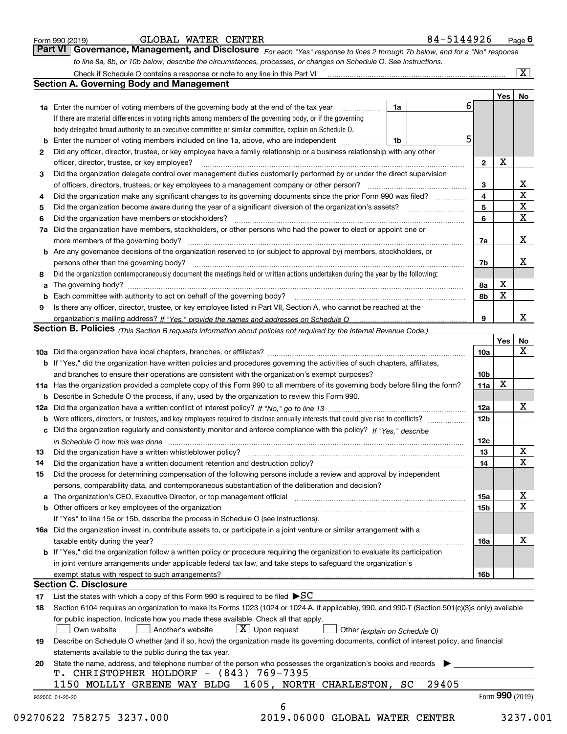Form 990 (2019) GLOBAL WATER CENTER 84-5144926 Page 6

**Part VI Governance, Management, and Disclosure** *For each "Yes" response to lines 2 through 7b below, and for a "No" response to line 8a, 8b, or 10b below, describe the circumstances, processes, or changes on Schedule O. See instructions.*

Check if Schedule O contains a response or note to any line in this Part VI [X]

## Section A. Governing Body and Management

| | | | | Yes | No |
|---|---|---|---|---|---|
| 1a | Enter the number of voting members of the governing body at the end of the tax year | 1a | 6 | | |
| | If there are material differences in voting rights among members of the governing body, or if the governing body delegated broad authority to an executive committee or similar committee, explain on Schedule O. | | | | |
| b | Enter the number of voting members included on line 1a, above, who are independent | 1b | 5 | | |
| 2 | Did any officer, director, trustee, or key employee have a family relationship or a business relationship with any other officer, director, trustee, or key employee? | 2 | | X | |
| 3 | Did the organization delegate control over management duties customarily performed by or under the direct supervision of officers, directors, trustees, or key employees to a management company or other person? | 3 | | | X |
| 4 | Did the organization make any significant changes to its governing documents since the prior Form 990 was filed? | 4 | | | X |
| 5 | Did the organization become aware during the year of a significant diversion of the organization's assets? | 5 | | | X |
| 6 | Did the organization have members or stockholders? | 6 | | | X |
| 7a | Did the organization have members, stockholders, or other persons who had the power to elect or appoint one or more members of the governing body? | 7a | | | X |
| b | Are any governance decisions of the organization reserved to (or subject to approval by) members, stockholders, or persons other than the governing body? | 7b | | | X |
| 8 | Did the organization contemporaneously document the meetings held or written actions undertaken during the year by the following: | | | | |
| a | The governing body? | 8a | | X | |
| b | Each committee with authority to act on behalf of the governing body? | 8b | | X | |
| 9 | Is there any officer, director, trustee, or key employee listed in Part VII, Section A, who cannot be reached at the organization's mailing address? *If "Yes," provide the names and addresses on Schedule O* | 9 | | | X |

## Section B. Policies *(This Section B requests information about policies not required by the Internal Revenue Code.)*

| | | | Yes | No |
|---|---|---|---|---|
| 10a | Did the organization have local chapters, branches, or affiliates? | 10a | | X |
| b | If "Yes," did the organization have written policies and procedures governing the activities of such chapters, affiliates, and branches to ensure their operations are consistent with the organization's exempt purposes? | 10b | | |
| 11a | Has the organization provided a complete copy of this Form 990 to all members of its governing body before filing the form? | 11a | X | |
| b | Describe in Schedule O the process, if any, used by the organization to review this Form 990. | | | |
| 12a | Did the organization have a written conflict of interest policy? *If "No," go to line 13* | 12a | | X |
| b | Were officers, directors, or trustees, and key employees required to disclose annually interests that could give rise to conflicts? | 12b | | |
| c | Did the organization regularly and consistently monitor and enforce compliance with the policy? *If "Yes," describe in Schedule O how this was done* | 12c | | |
| 13 | Did the organization have a written whistleblower policy? | 13 | | X |
| 14 | Did the organization have a written document retention and destruction policy? | 14 | | X |
| 15 | Did the process for determining compensation of the following persons include a review and approval by independent persons, comparability data, and contemporaneous substantiation of the deliberation and decision? | | | |
| a | The organization's CEO, Executive Director, or top management official | 15a | | X |
| b | Other officers or key employees of the organization | 15b | | X |
| | If "Yes" to line 15a or 15b, describe the process in Schedule O (see instructions). | | | |
| 16a | Did the organization invest in, contribute assets to, or participate in a joint venture or similar arrangement with a taxable entity during the year? | 16a | | X |
| b | If "Yes," did the organization follow a written policy or procedure requiring the organization to evaluate its participation in joint venture arrangements under applicable federal tax law, and take steps to safeguard the organization's exempt status with respect to such arrangements? | 16b | | |

## Section C. Disclosure

17 List the states with which a copy of this Form 990 is required to be filed ▶SC

18 Section 6104 requires an organization to make its Forms 1023 (1024 or 1024-A, if applicable), 990, and 990-T (Section 501(c)(3)s only) available for public inspection. Indicate how you made these available. Check all that apply.

[ ] Own website [ ] Another's website [X] Upon request [ ] Other *(explain on Schedule O)*

19 Describe on Schedule O whether (and if so, how) the organization made its governing documents, conflict of interest policy, and financial statements available to the public during the tax year.

20 State the name, address, and telephone number of the person who possesses the organization's books and records ▶

T. CHRISTOPHER HOLDORF - (843) 769-7395
1150 MOLLLY GREENE WAY BLDG 1605, NORTH CHARLESTON, SC 29405

932006 01-20-20 Form **990** (2019)

09270622 758275 3237.000 2019.06000 GLOBAL WATER CENTER 3237.001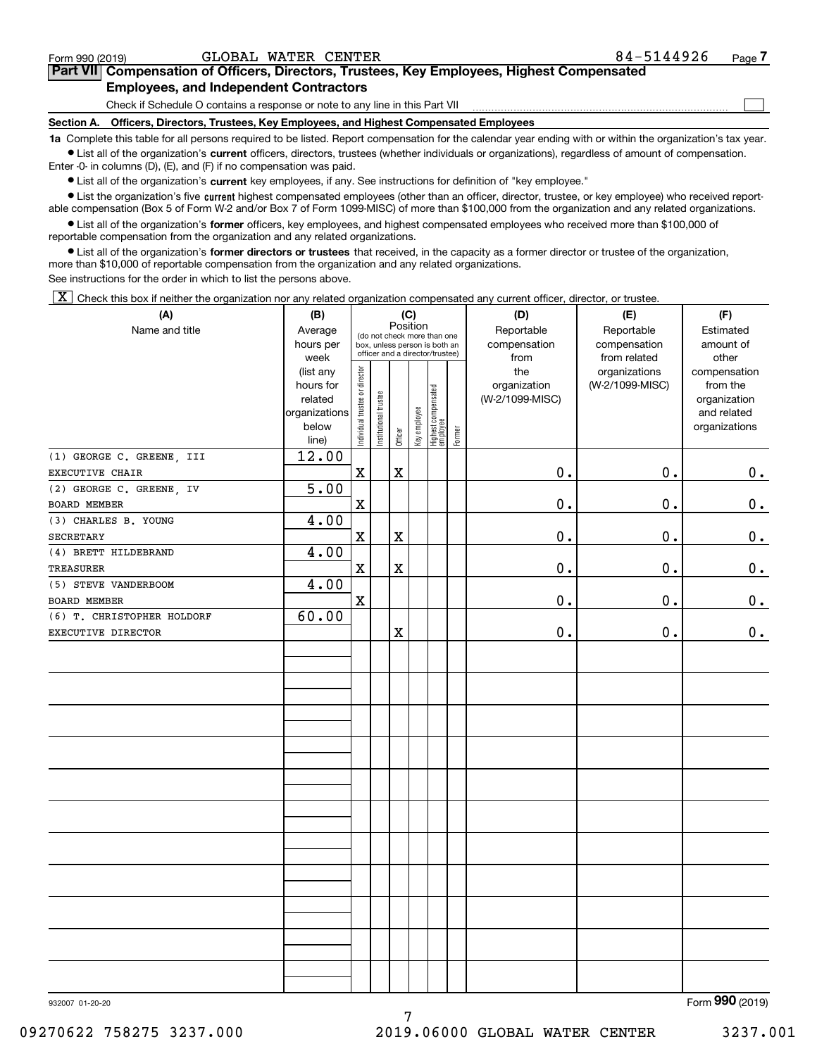Form 990 (2019) GLOBAL WATER CENTER 84-5144926

## Part VII Compensation of Officers, Directors, Trustees, Key Employees, Highest Compensated Employees, and Independent Contractors

Check if Schedule O contains a response or note to any line in this Part VII ☐

### Section A. Officers, Directors, Trustees, Key Employees, and Highest Compensated Employees

**1a** Complete this table for all persons required to be listed. Report compensation for the calendar year ending with or within the organization's tax year.

- List all of the organization's **current** officers, directors, trustees (whether individuals or organizations), regardless of amount of compensation. Enter -0- in columns (D), (E), and (F) if no compensation was paid.
- List all of the organization's **current** key employees, if any. See instructions for definition of "key employee."
- List the organization's five **current** highest compensated employees (other than an officer, director, trustee, or key employee) who received reportable compensation (Box 5 of Form W-2 and/or Box 7 of Form 1099-MISC) of more than $100,000 from the organization and any related organizations.
- List all of the organization's **former** officers, key employees, and highest compensated employees who received more than $100,000 of reportable compensation from the organization and any related organizations.
- List all of the organization's **former directors or trustees** that received, in the capacity as a former director or trustee of the organization, more than $10,000 of reportable compensation from the organization and any related organizations.

See instructions for the order in which to list the persons above.

☒ Check this box if neither the organization nor any related organization compensated any current officer, director, or trustee.

| (A) Name and title | (B) Average hours per week (list any hours for related organizations below line) | (C) Position: Individual trustee or director | Institutional trustee | Officer | Key employee | Highest compensated employee | Former | (D) Reportable compensation from the organization (W-2/1099-MISC) | (E) Reportable compensation from related organizations (W-2/1099-MISC) | (F) Estimated amount of other compensation from the organization and related organizations |
|---|---|---|---|---|---|---|---|---|---|---|
| (1) GEORGE C. GREENE, III<br>EXECUTIVE CHAIR | 12.00 | X | | X | | | | 0. | 0. | 0. |
| (2) GEORGE C. GREENE, IV<br>BOARD MEMBER | 5.00 | X | | | | | | 0. | 0. | 0. |
| (3) CHARLES B. YOUNG<br>SECRETARY | 4.00 | X | | X | | | | 0. | 0. | 0. |
| (4) BRETT HILDEBRAND<br>TREASURER | 4.00 | X | | X | | | | 0. | 0. | 0. |
| (5) STEVE VANDERBOOM<br>BOARD MEMBER | 4.00 | X | | | | | | 0. | 0. | 0. |
| (6) T. CHRISTOPHER HOLDORF<br>EXECUTIVE DIRECTOR | 60.00 | | | X | | | | 0. | 0. | 0. |

932007 01-20-20

Form **990** (2019)

09270622 758275 3237.000 2019.06000 GLOBAL WATER CENTER 3237.001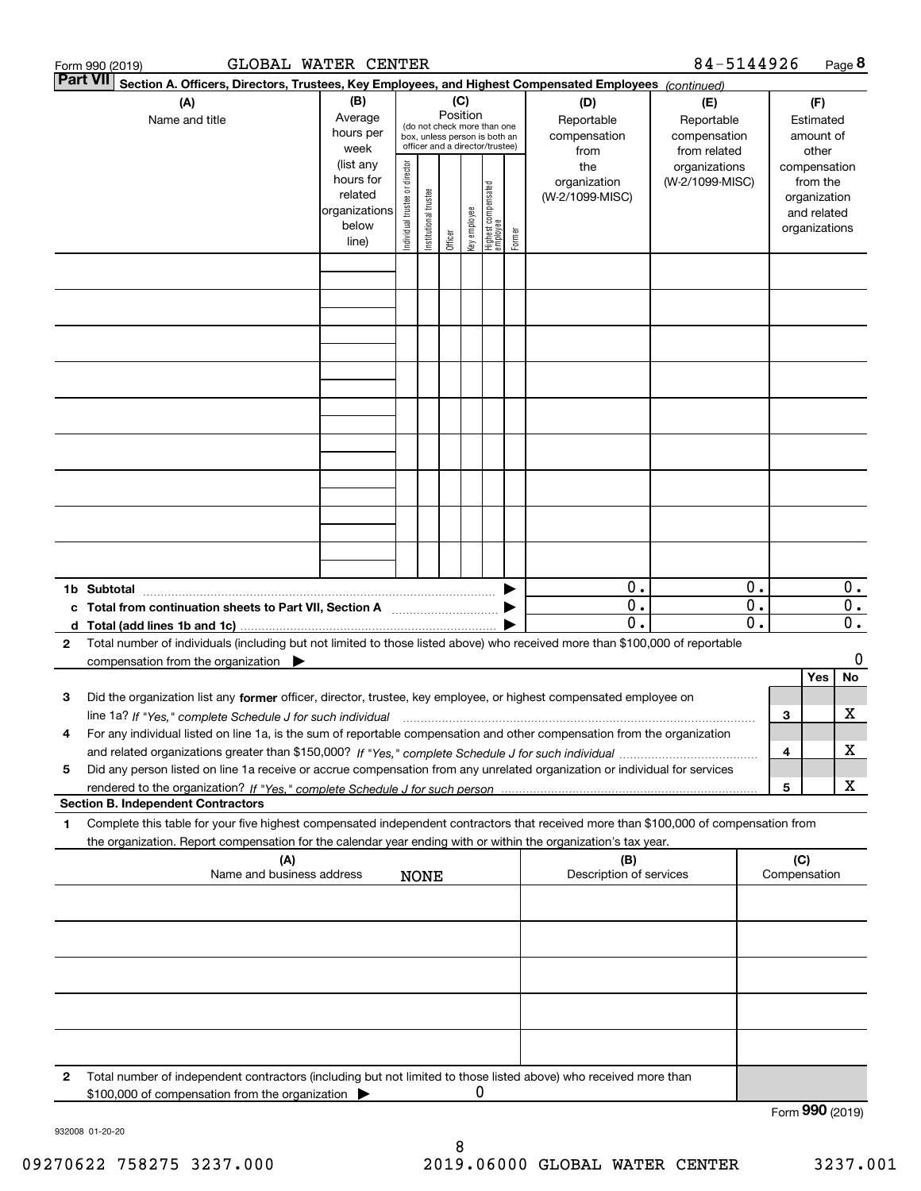Form 990 (2019) GLOBAL WATER CENTER 84-5144926 Page **8**

**Part VII** **Section A. Officers, Directors, Trustees, Key Employees, and Highest Compensated Employees** *(continued)*

| (A) Name and title | (B) Average hours per week (list any hours for related organizations below line) | (C) Position (do not check more than one box, unless person is both an officer and a director/trustee): Individual trustee or director | Institutional trustee | Officer | Key employee | Highest compensated employee | Former | (D) Reportable compensation from the organization (W-2/1099-MISC) | (E) Reportable compensation from related organizations (W-2/1099-MISC) | (F) Estimated amount of other compensation from the organization and related organizations |
|---|---|---|---|---|---|---|---|---|---|---|
| | | | | | | | | | | |
| | | | | | | | | | | |
| | | | | | | | | | | |
| | | | | | | | | | | |
| | | | | | | | | | | |
| | | | | | | | | | | |
| | | | | | | | | | | |
| | | | | | | | | | | |
| | | | | | | | | | | |
| **1b Subtotal** | | | | | | | ▶ | 0. | 0. | 0. |
| **c Total from continuation sheets to Part VII, Section A** | | | | | | | ▶ | 0. | 0. | 0. |
| **d Total (add lines 1b and 1c)** | | | | | | | ▶ | 0. | 0. | 0. |

**2** Total number of individuals (including but not limited to those listed above) who received more than $100,000 of reportable compensation from the organization ▶ 0

| | | Yes | No |
|---|---|---|---|
| **3** Did the organization list any **former** officer, director, trustee, key employee, or highest compensated employee on line 1a? *If "Yes," complete Schedule J for such individual* | 3 | | X |
| **4** For any individual listed on line 1a, is the sum of reportable compensation and other compensation from the organization and related organizations greater than $150,000? *If "Yes," complete Schedule J for such individual* | 4 | | X |
| **5** Did any person listed on line 1a receive or accrue compensation from any unrelated organization or individual for services rendered to the organization? *If "Yes," complete Schedule J for such person* | 5 | | X |

**Section B. Independent Contractors**

**1** Complete this table for your five highest compensated independent contractors that received more than $100,000 of compensation from the organization. Report compensation for the calendar year ending with or within the organization's tax year.

| (A) Name and business address | (B) Description of services | (C) Compensation |
|---|---|---|
| NONE | | |
| | | |
| | | |
| | | |
| | | |

**2** Total number of independent contractors (including but not limited to those listed above) who received more than $100,000 of compensation from the organization ▶ 0

Form **990** (2019)

932008 01-20-20

09270622 758275 3237.000 2019.06000 GLOBAL WATER CENTER 3237.001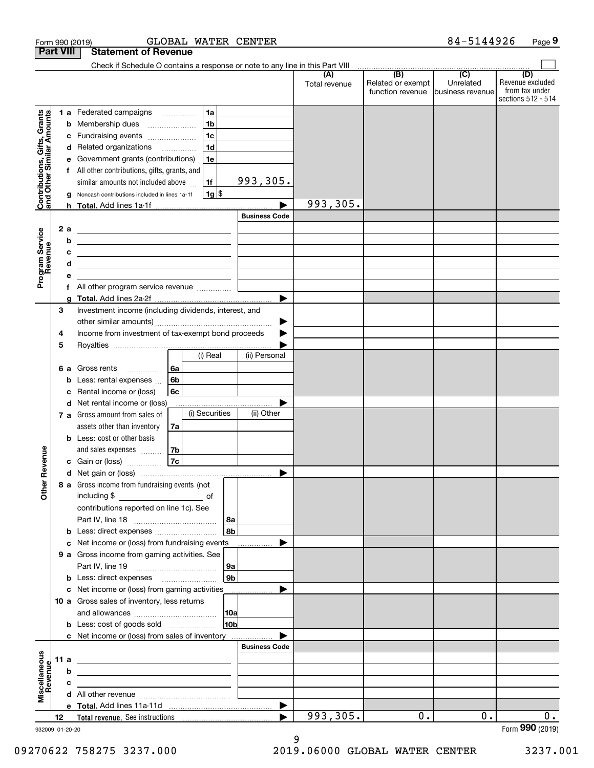Form 990 (2019) GLOBAL WATER CENTER 84-5144926 Page **9**

## Part VIII Statement of Revenue

Check if Schedule O contains a response or note to any line in this Part VIII

| | | | (A) Total revenue | (B) Related or exempt function revenue | (C) Unrelated business revenue | (D) Revenue excluded from tax under sections 512 - 514 |
|---|---|---|---|---|---|---|
| **Contributions, Gifts, Grants and Other Similar Amounts** | 1 a Federated campaigns | 1a | | | | |
| | b Membership dues | 1b | | | | |
| | c Fundraising events | 1c | | | | |
| | d Related organizations | 1d | | | | |
| | e Government grants (contributions) | 1e | | | | |
| | f All other contributions, gifts, grants, and similar amounts not included above | 1f 993,305. | | | | |
| | g Noncash contributions included in lines 1a-1f | 1g $ | | | | |
| | h **Total.** Add lines 1a-1f | | 993,305. | | | |
| **Program Service Revenue** | | Business Code | | | | |
| | 2 a | | | | | |
| | b | | | | | |
| | c | | | | | |
| | d | | | | | |
| | e | | | | | |
| | f All other program service revenue | | | | | |
| | g **Total.** Add lines 2a-2f | | | | | |
| **Other Revenue** | 3 Investment income (including dividends, interest, and other similar amounts) | | | | | |
| | 4 Income from investment of tax-exempt bond proceeds | | | | | |
| | 5 Royalties | | | | | |
| | | (i) Real / (ii) Personal | | | | |
| | 6 a Gross rents | 6a | | | | |
| | b Less: rental expenses | 6b | | | | |
| | c Rental income or (loss) | 6c | | | | |
| | d Net rental income or (loss) | | | | | |
| | | (i) Securities / (ii) Other | | | | |
| | 7 a Gross amount from sales of assets other than inventory | 7a | | | | |
| | b Less: cost or other basis and sales expenses | 7b | | | | |
| | c Gain or (loss) | 7c | | | | |
| | d Net gain or (loss) | | | | | |
| | 8 a Gross income from fundraising events (not including $ ______ of contributions reported on line 1c). See Part IV, line 18 | 8a | | | | |
| | b Less: direct expenses | 8b | | | | |
| | c Net income or (loss) from fundraising events | | | | | |
| | 9 a Gross income from gaming activities. See Part IV, line 19 | 9a | | | | |
| | b Less: direct expenses | 9b | | | | |
| | c Net income or (loss) from gaming activities | | | | | |
| | 10 a Gross sales of inventory, less returns and allowances | 10a | | | | |
| | b Less: cost of goods sold | 10b | | | | |
| | c Net income or (loss) from sales of inventory | | | | | |
| **Miscellaneous Revenue** | | Business Code | | | | |
| | 11 a | | | | | |
| | b | | | | | |
| | c | | | | | |
| | d All other revenue | | | | | |
| | e **Total.** Add lines 11a-11d | | | | | |
| | 12 **Total revenue.** See instructions | | 993,305. | 0. | 0. | 0. |

932009 01-20-20

Form **990** (2019)

09270622 758275 3237.000 2019.06000 GLOBAL WATER CENTER 3237.001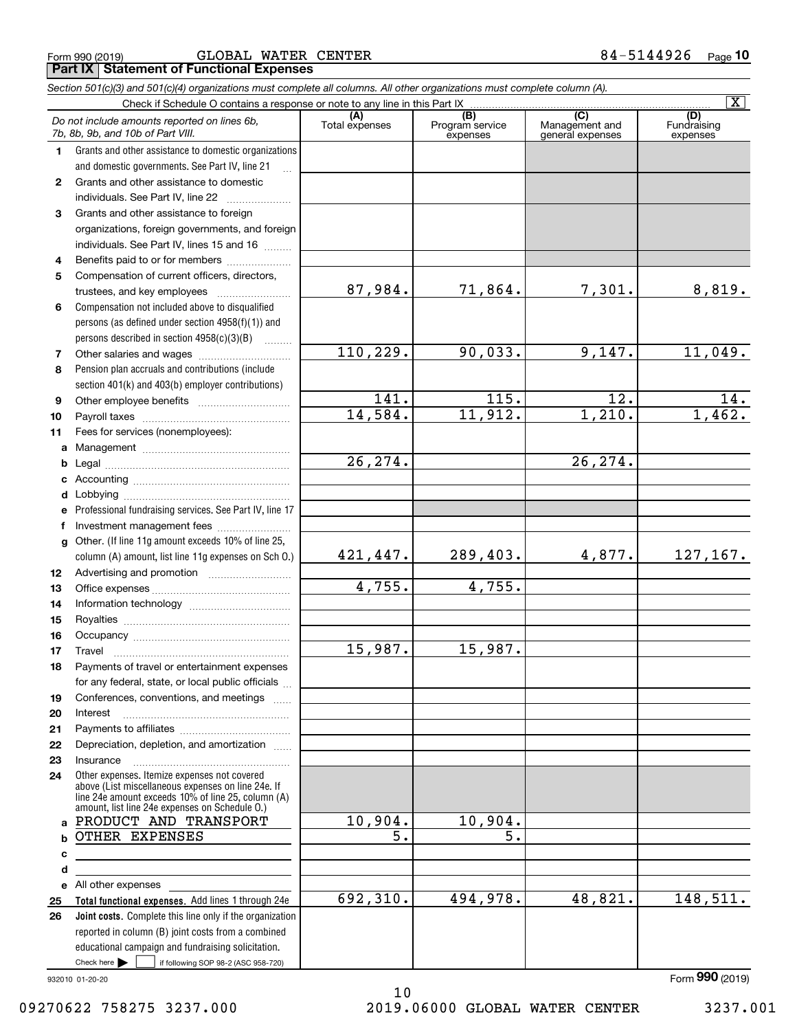Form 990 (2019) GLOBAL WATER CENTER 84-5144926 Page 10

**Part IX Statement of Functional Expenses**

*Section 501(c)(3) and 501(c)(4) organizations must complete all columns. All other organizations must complete column (A).*

Check if Schedule O contains a response or note to any line in this Part IX [X]

| | *Do not include amounts reported on lines 6b, 7b, 8b, 9b, and 10b of Part VIII.* | (A) Total expenses | (B) Program service expenses | (C) Management and general expenses | (D) Fundraising expenses |
|---|---|---|---|---|---|
| 1 | Grants and other assistance to domestic organizations and domestic governments. See Part IV, line 21 | | | | |
| 2 | Grants and other assistance to domestic individuals. See Part IV, line 22 | | | | |
| 3 | Grants and other assistance to foreign organizations, foreign governments, and foreign individuals. See Part IV, lines 15 and 16 | | | | |
| 4 | Benefits paid to or for members | | | | |
| 5 | Compensation of current officers, directors, trustees, and key employees | 87,984. | 71,864. | 7,301. | 8,819. |
| 6 | Compensation not included above to disqualified persons (as defined under section 4958(f)(1)) and persons described in section 4958(c)(3)(B) | | | | |
| 7 | Other salaries and wages | 110,229. | 90,033. | 9,147. | 11,049. |
| 8 | Pension plan accruals and contributions (include section 401(k) and 403(b) employer contributions) | | | | |
| 9 | Other employee benefits | 141. | 115. | 12. | 14. |
| 10 | Payroll taxes | 14,584. | 11,912. | 1,210. | 1,462. |
| 11 | Fees for services (nonemployees): | | | | |
| a | Management | | | | |
| b | Legal | 26,274. | | 26,274. | |
| c | Accounting | | | | |
| d | Lobbying | | | | |
| e | Professional fundraising services. See Part IV, line 17 | | | | |
| f | Investment management fees | | | | |
| g | Other. (If line 11g amount exceeds 10% of line 25, column (A) amount, list line 11g expenses on Sch O.) | 421,447. | 289,403. | 4,877. | 127,167. |
| 12 | Advertising and promotion | | | | |
| 13 | Office expenses | 4,755. | 4,755. | | |
| 14 | Information technology | | | | |
| 15 | Royalties | | | | |
| 16 | Occupancy | | | | |
| 17 | Travel | 15,987. | 15,987. | | |
| 18 | Payments of travel or entertainment expenses for any federal, state, or local public officials | | | | |
| 19 | Conferences, conventions, and meetings | | | | |
| 20 | Interest | | | | |
| 21 | Payments to affiliates | | | | |
| 22 | Depreciation, depletion, and amortization | | | | |
| 23 | Insurance | | | | |
| 24 | Other expenses. Itemize expenses not covered above (List miscellaneous expenses on line 24e. If line 24e amount exceeds 10% of line 25, column (A) amount, list line 24e expenses on Schedule O.) | | | | |
| a | PRODUCT AND TRANSPORT | 10,904. | 10,904. | | |
| b | OTHER EXPENSES | 5. | 5. | | |
| c | | | | | |
| d | | | | | |
| e | All other expenses | | | | |
| 25 | **Total functional expenses.** Add lines 1 through 24e | 692,310. | 494,978. | 48,821. | 148,511. |
| 26 | **Joint costs.** Complete this line only if the organization reported in column (B) joint costs from a combined educational campaign and fundraising solicitation. Check here [ ] if following SOP 98-2 (ASC 958-720) | | | | |

932010 01-20-20 Form **990** (2019)

09270622 758275 3237.000 2019.06000 GLOBAL WATER CENTER 3237.001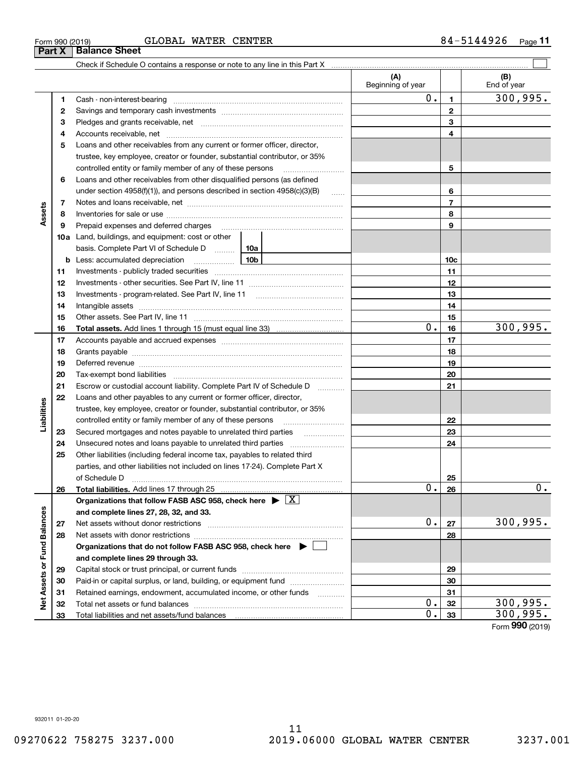Form 990 (2019) GLOBAL WATER CENTER 84-5144926

## Part X Balance Sheet

Check if Schedule O contains a response or note to any line in this Part X

| Section | Line | Description | (A) Beginning of year | Line | (B) End of year |
|---|---|---|---|---|---|
| Assets | 1 | Cash - non-interest-bearing | 0. | 1 | 300,995. |
| | 2 | Savings and temporary cash investments | | 2 | |
| | 3 | Pledges and grants receivable, net | | 3 | |
| | 4 | Accounts receivable, net | | 4 | |
| | 5 | Loans and other receivables from any current or former officer, director, trustee, key employee, creator or founder, substantial contributor, or 35% controlled entity or family member of any of these persons | | 5 | |
| | 6 | Loans and other receivables from other disqualified persons (as defined under section 4958(f)(1)), and persons described in section 4958(c)(3)(B) | | 6 | |
| | 7 | Notes and loans receivable, net | | 7 | |
| | 8 | Inventories for sale or use | | 8 | |
| | 9 | Prepaid expenses and deferred charges | | 9 | |
| | 10a | Land, buildings, and equipment: cost or other basis. Complete Part VI of Schedule D (10a) | | | |
| | b | Less: accumulated depreciation (10b) | | 10c | |
| | 11 | Investments - publicly traded securities | | 11 | |
| | 12 | Investments - other securities. See Part IV, line 11 | | 12 | |
| | 13 | Investments - program-related. See Part IV, line 11 | | 13 | |
| | 14 | Intangible assets | | 14 | |
| | 15 | Other assets. See Part IV, line 11 | | 15 | |
| | 16 | **Total assets.** Add lines 1 through 15 (must equal line 33) | 0. | 16 | 300,995. |
| Liabilities | 17 | Accounts payable and accrued expenses | | 17 | |
| | 18 | Grants payable | | 18 | |
| | 19 | Deferred revenue | | 19 | |
| | 20 | Tax-exempt bond liabilities | | 20 | |
| | 21 | Escrow or custodial account liability. Complete Part IV of Schedule D | | 21 | |
| | 22 | Loans and other payables to any current or former officer, director, trustee, key employee, creator or founder, substantial contributor, or 35% controlled entity or family member of any of these persons | | 22 | |
| | 23 | Secured mortgages and notes payable to unrelated third parties | | 23 | |
| | 24 | Unsecured notes and loans payable to unrelated third parties | | 24 | |
| | 25 | Other liabilities (including federal income tax, payables to related third parties, and other liabilities not included on lines 17-24). Complete Part X of Schedule D | | 25 | |
| | 26 | **Total liabilities.** Add lines 17 through 25 | 0. | 26 | 0. |
| Net Assets or Fund Balances | | **Organizations that follow FASB ASC 958, check here** [X] **and complete lines 27, 28, 32, and 33.** | | | |
| | 27 | Net assets without donor restrictions | 0. | 27 | 300,995. |
| | 28 | Net assets with donor restrictions | | 28 | |
| | | **Organizations that do not follow FASB ASC 958, check here** [ ] **and complete lines 29 through 33.** | | | |
| | 29 | Capital stock or trust principal, or current funds | | 29 | |
| | 30 | Paid-in or capital surplus, or land, building, or equipment fund | | 30 | |
| | 31 | Retained earnings, endowment, accumulated income, or other funds | | 31 | |
| | 32 | Total net assets or fund balances | 0. | 32 | 300,995. |
| | 33 | Total liabilities and net assets/fund balances | 0. | 33 | 300,995. |

Form **990** (2019)

932011 01-20-20

09270622 758275 3237.000 2019.06000 GLOBAL WATER CENTER 3237.001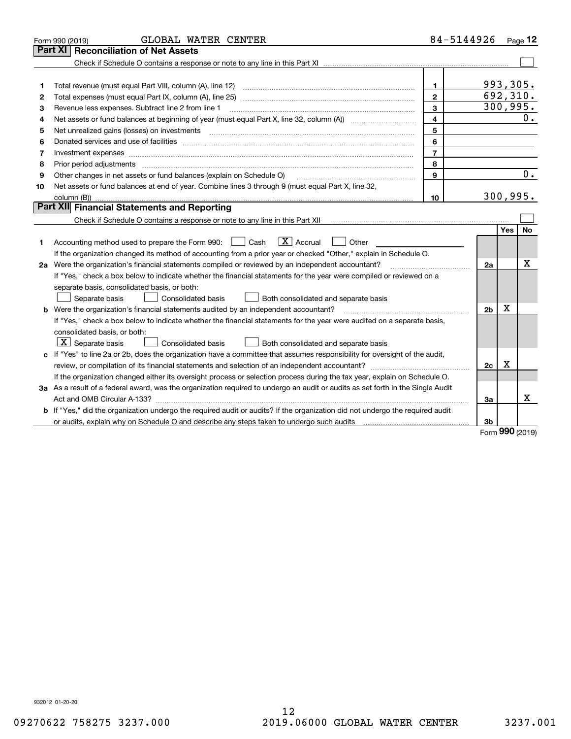Form 990 (2019) GLOBAL WATER CENTER 84-5144926

## Part XI Reconciliation of Net Assets

Check if Schedule O contains a response or note to any line in this Part XI ☐

| | | | |
|---|---|---|---|
| 1 | Total revenue (must equal Part VIII, column (A), line 12) | 1 | 993,305. |
| 2 | Total expenses (must equal Part IX, column (A), line 25) | 2 | 692,310. |
| 3 | Revenue less expenses. Subtract line 2 from line 1 | 3 | 300,995. |
| 4 | Net assets or fund balances at beginning of year (must equal Part X, line 32, column (A)) | 4 | 0. |
| 5 | Net unrealized gains (losses) on investments | 5 | |
| 6 | Donated services and use of facilities | 6 | |
| 7 | Investment expenses | 7 | |
| 8 | Prior period adjustments | 8 | |
| 9 | Other changes in net assets or fund balances (explain on Schedule O) | 9 | 0. |
| 10 | Net assets or fund balances at end of year. Combine lines 3 through 9 (must equal Part X, line 32, column (B)) | 10 | 300,995. |

## Part XII Financial Statements and Reporting

Check if Schedule O contains a response or note to any line in this Part XII ☐

| | | | Yes | No |
|---|---|---|---|---|
| 1 | Accounting method used to prepare the Form 990: ☐ Cash ☒ Accrual ☐ Other<br>If the organization changed its method of accounting from a prior year or checked "Other," explain in Schedule O. | | | |
| 2a | Were the organization's financial statements compiled or reviewed by an independent accountant?<br>If "Yes," check a box below to indicate whether the financial statements for the year were compiled or reviewed on a separate basis, consolidated basis, or both:<br>☐ Separate basis ☐ Consolidated basis ☐ Both consolidated and separate basis | 2a | | X |
| b | Were the organization's financial statements audited by an independent accountant?<br>If "Yes," check a box below to indicate whether the financial statements for the year were audited on a separate basis, consolidated basis, or both:<br>☒ Separate basis ☐ Consolidated basis ☐ Both consolidated and separate basis | 2b | X | |
| c | If "Yes" to line 2a or 2b, does the organization have a committee that assumes responsibility for oversight of the audit, review, or compilation of its financial statements and selection of an independent accountant?<br>If the organization changed either its oversight process or selection process during the tax year, explain on Schedule O. | 2c | X | |
| 3a | As a result of a federal award, was the organization required to undergo an audit or audits as set forth in the Single Audit Act and OMB Circular A-133? | 3a | | X |
| b | If "Yes," did the organization undergo the required audit or audits? If the organization did not undergo the required audit or audits, explain why on Schedule O and describe any steps taken to undergo such audits | 3b | | |

Form 990 (2019)

932012 01-20-20

09270622 758275 3237.000 2019.06000 GLOBAL WATER CENTER 3237.001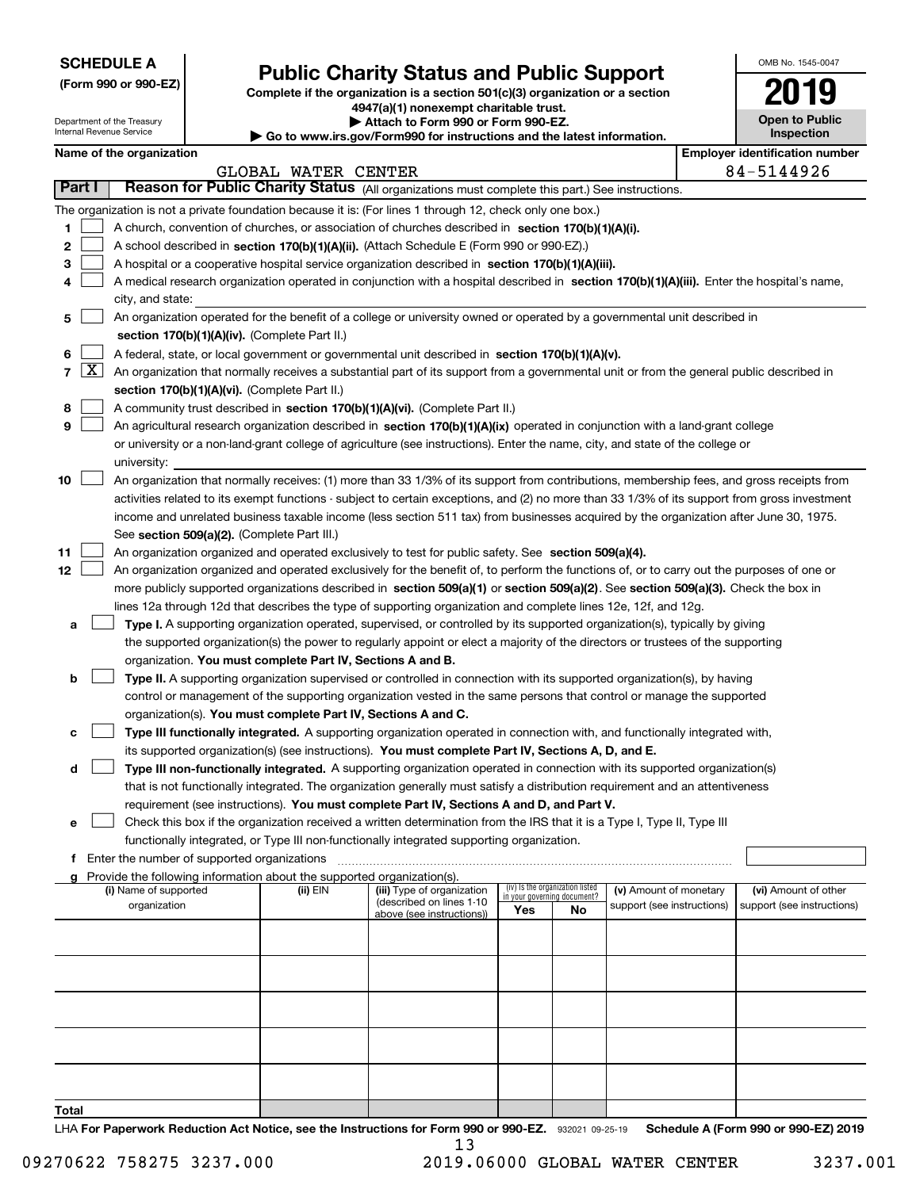**SCHEDULE A**
**(Form 990 or 990-EZ)**

Department of the Treasury
Internal Revenue Service

# Public Charity Status and Public Support

**Complete if the organization is a section 501(c)(3) organization or a section 4947(a)(1) nonexempt charitable trust.**
**▶ Attach to Form 990 or Form 990-EZ.**
**▶ Go to www.irs.gov/Form990 for instructions and the latest information.**

OMB No. 1545-0047

**2019**

**Open to Public Inspection**

**Name of the organization:** GLOBAL WATER CENTER
**Employer identification number:** 84-5144926

## Part I — Reason for Public Charity Status (All organizations must complete this part.) See instructions.

The organization is not a private foundation because it is: (For lines 1 through 12, check only one box.)

1. ☐ A church, convention of churches, or association of churches described in **section 170(b)(1)(A)(i).**
2. ☐ A school described in **section 170(b)(1)(A)(ii).** (Attach Schedule E (Form 990 or 990-EZ).)
3. ☐ A hospital or a cooperative hospital service organization described in **section 170(b)(1)(A)(iii).**
4. ☐ A medical research organization operated in conjunction with a hospital described in **section 170(b)(1)(A)(iii).** Enter the hospital's name, city, and state:
5. ☐ An organization operated for the benefit of a college or university owned or operated by a governmental unit described in **section 170(b)(1)(A)(iv).** (Complete Part II.)
6. ☐ A federal, state, or local government or governmental unit described in **section 170(b)(1)(A)(v).**
7. ☒ An organization that normally receives a substantial part of its support from a governmental unit or from the general public described in **section 170(b)(1)(A)(vi).** (Complete Part II.)
8. ☐ A community trust described in **section 170(b)(1)(A)(vi).** (Complete Part II.)
9. ☐ An agricultural research organization described in **section 170(b)(1)(A)(ix)** operated in conjunction with a land-grant college or university or a non-land-grant college of agriculture (see instructions). Enter the name, city, and state of the college or university:
10. ☐ An organization that normally receives: (1) more than 33 1/3% of its support from contributions, membership fees, and gross receipts from activities related to its exempt functions - subject to certain exceptions, and (2) no more than 33 1/3% of its support from gross investment income and unrelated business taxable income (less section 511 tax) from businesses acquired by the organization after June 30, 1975. See **section 509(a)(2).** (Complete Part III.)
11. ☐ An organization organized and operated exclusively to test for public safety. See **section 509(a)(4).**
12. ☐ An organization organized and operated exclusively for the benefit of, to perform the functions of, or to carry out the purposes of one or more publicly supported organizations described in **section 509(a)(1)** or **section 509(a)(2)**. See **section 509(a)(3).** Check the box in lines 12a through 12d that describes the type of supporting organization and complete lines 12e, 12f, and 12g.
   - **a** ☐ **Type I.** A supporting organization operated, supervised, or controlled by its supported organization(s), typically by giving the supported organization(s) the power to regularly appoint or elect a majority of the directors or trustees of the supporting organization. **You must complete Part IV, Sections A and B.**
   - **b** ☐ **Type II.** A supporting organization supervised or controlled in connection with its supported organization(s), by having control or management of the supporting organization vested in the same persons that control or manage the supported organization(s). **You must complete Part IV, Sections A and C.**
   - **c** ☐ **Type III functionally integrated.** A supporting organization operated in connection with, and functionally integrated with, its supported organization(s) (see instructions). **You must complete Part IV, Sections A, D, and E.**
   - **d** ☐ **Type III non-functionally integrated.** A supporting organization operated in connection with its supported organization(s) that is not functionally integrated. The organization generally must satisfy a distribution requirement and an attentiveness requirement (see instructions). **You must complete Part IV, Sections A and D, and Part V.**
   - **e** ☐ Check this box if the organization received a written determination from the IRS that it is a Type I, Type II, Type III functionally integrated, or Type III non-functionally integrated supporting organization.
   - **f** Enter the number of supported organizations
   - **g** Provide the following information about the supported organization(s).

| (i) Name of supported organization | (ii) EIN | (iii) Type of organization (described on lines 1-10 above (see instructions)) | (iv) Is the organization listed in your governing document? Yes | No | (v) Amount of monetary support (see instructions) | (vi) Amount of other support (see instructions) |
|---|---|---|---|---|---|---|
| | | | | | | |
| | | | | | | |
| | | | | | | |
| | | | | | | |
| | | | | | | |
| **Total** | | | | | | |

LHA **For Paperwork Reduction Act Notice, see the Instructions for Form 990 or 990-EZ.** 932021 09-25-19 **Schedule A (Form 990 or 990-EZ) 2019**

09270622 758275 3237.000 2019.06000 GLOBAL WATER CENTER 3237.001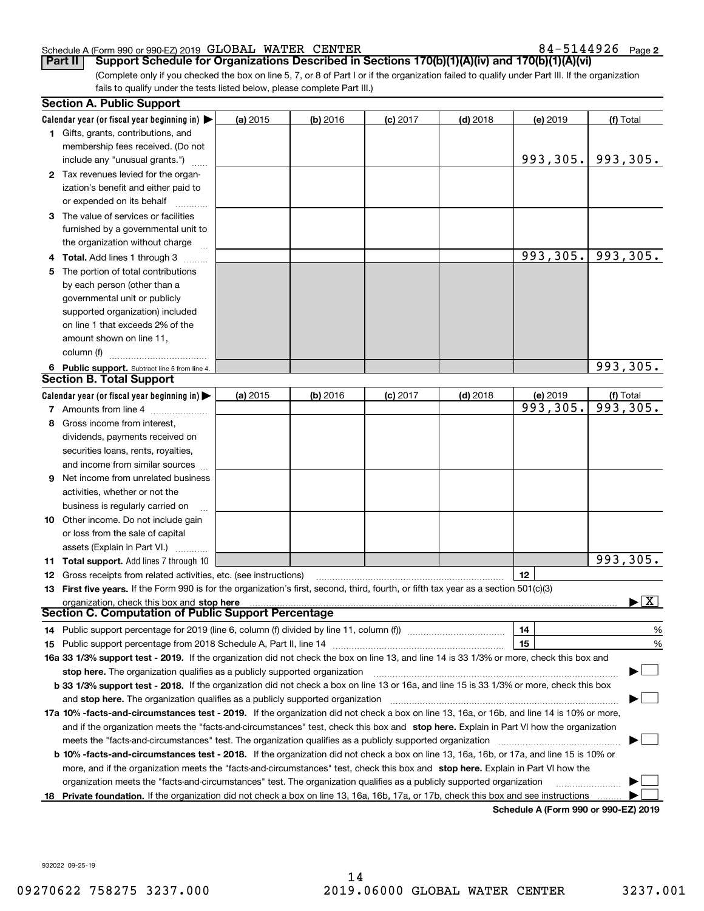Schedule A (Form 990 or 990-EZ) 2019 GLOBAL WATER CENTER 84-5144926 Page 2

**Part II** **Support Schedule for Organizations Described in Sections 170(b)(1)(A)(iv) and 170(b)(1)(A)(vi)**

(Complete only if you checked the box on line 5, 7, or 8 of Part I or if the organization failed to qualify under Part III. If the organization fails to qualify under the tests listed below, please complete Part III.)

## Section A. Public Support

| Calendar year (or fiscal year beginning in) ▶ | (a) 2015 | (b) 2016 | (c) 2017 | (d) 2018 | (e) 2019 | (f) Total |
|---|---|---|---|---|---|---|
| **1** Gifts, grants, contributions, and membership fees received. (Do not include any "unusual grants.") | | | | | 993,305. | 993,305. |
| **2** Tax revenues levied for the organization's benefit and either paid to or expended on its behalf | | | | | | |
| **3** The value of services or facilities furnished by a governmental unit to the organization without charge | | | | | | |
| **4 Total.** Add lines 1 through 3 | | | | | 993,305. | 993,305. |
| **5** The portion of total contributions by each person (other than a governmental unit or publicly supported organization) included on line 1 that exceeds 2% of the amount shown on line 11, column (f) | | | | | | |
| **6 Public support.** Subtract line 5 from line 4. | | | | | | 993,305. |

## Section B. Total Support

| Calendar year (or fiscal year beginning in) ▶ | (a) 2015 | (b) 2016 | (c) 2017 | (d) 2018 | (e) 2019 | (f) Total |
|---|---|---|---|---|---|---|
| **7** Amounts from line 4 | | | | | 993,305. | 993,305. |
| **8** Gross income from interest, dividends, payments received on securities loans, rents, royalties, and income from similar sources | | | | | | |
| **9** Net income from unrelated business activities, whether or not the business is regularly carried on | | | | | | |
| **10** Other income. Do not include gain or loss from the sale of capital assets (Explain in Part VI.) | | | | | | |
| **11 Total support.** Add lines 7 through 10 | | | | | | 993,305. |

**12** Gross receipts from related activities, etc. (see instructions) | **12** |

**13 First five years.** If the Form 990 is for the organization's first, second, third, fourth, or fifth tax year as a section 501(c)(3) organization, check this box and **stop here** ▶ [X]

## Section C. Computation of Public Support Percentage

**14** Public support percentage for 2019 (line 6, column (f) divided by line 11, column (f)) | **14** | %

**15** Public support percentage from 2018 Schedule A, Part II, line 14 | **15** | %

**16a 33 1/3% support test - 2019.** If the organization did not check the box on line 13, and line 14 is 33 1/3% or more, check this box and **stop here.** The organization qualifies as a publicly supported organization ▶ [ ]

**b 33 1/3% support test - 2018.** If the organization did not check a box on line 13 or 16a, and line 15 is 33 1/3% or more, check this box and **stop here.** The organization qualifies as a publicly supported organization ▶ [ ]

**17a 10% -facts-and-circumstances test - 2019.** If the organization did not check a box on line 13, 16a, or 16b, and line 14 is 10% or more, and if the organization meets the "facts-and-circumstances" test, check this box and **stop here.** Explain in Part VI how the organization meets the "facts-and-circumstances" test. The organization qualifies as a publicly supported organization ▶ [ ]

**b 10% -facts-and-circumstances test - 2018.** If the organization did not check a box on line 13, 16a, 16b, or 17a, and line 15 is 10% or more, and if the organization meets the "facts-and-circumstances" test, check this box and **stop here.** Explain in Part VI how the organization meets the "facts-and-circumstances" test. The organization qualifies as a publicly supported organization ▶ [ ]

**18 Private foundation.** If the organization did not check a box on line 13, 16a, 16b, 17a, or 17b, check this box and see instructions ▶ [ ]

**Schedule A (Form 990 or 990-EZ) 2019**

932022 09-25-19

09270622 758275 3237.000 2019.06000 GLOBAL WATER CENTER 3237.001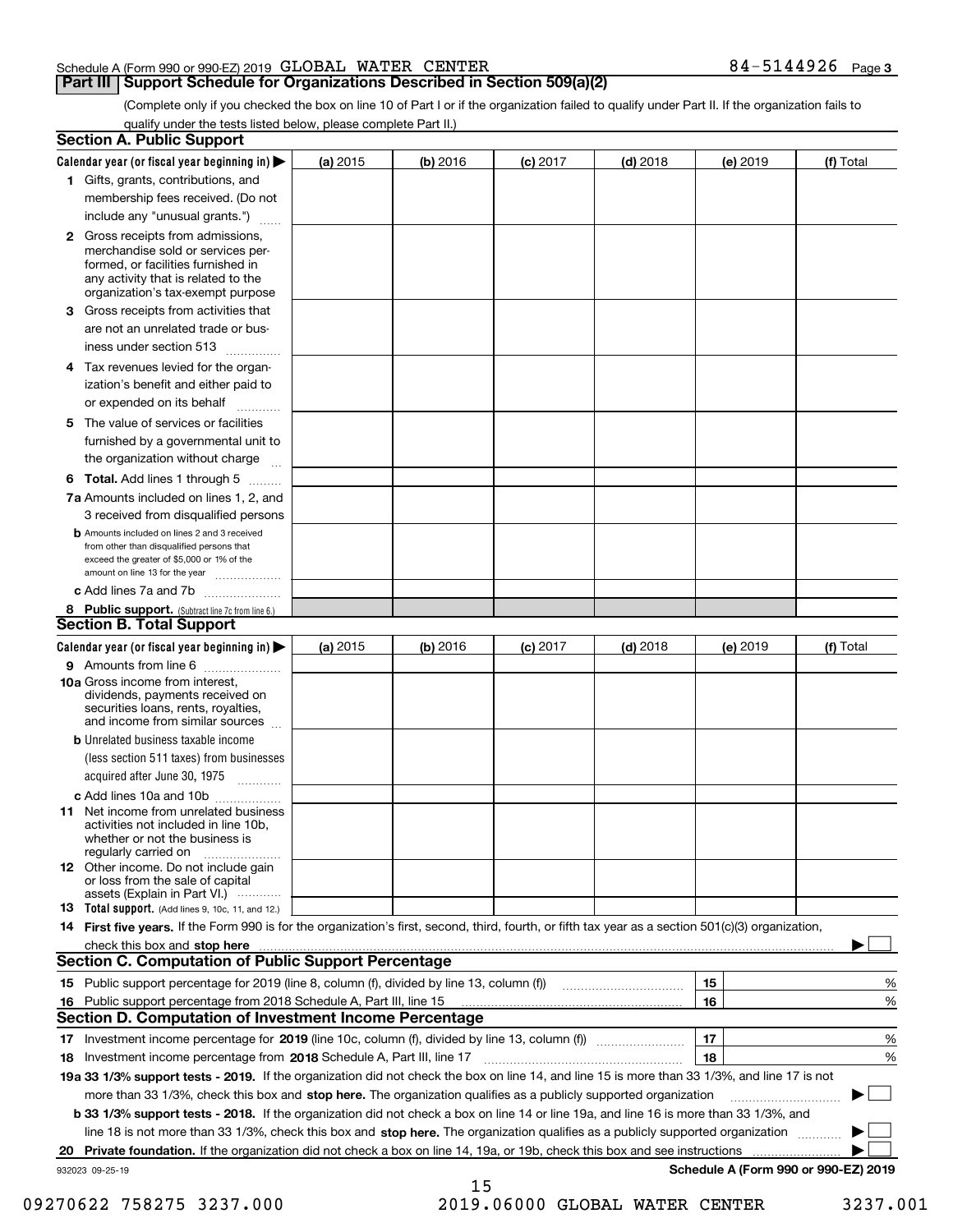Schedule A (Form 990 or 990-EZ) 2019 GLOBAL WATER CENTER 84-5144926 Page 3

## Part III Support Schedule for Organizations Described in Section 509(a)(2)

(Complete only if you checked the box on line 10 of Part I or if the organization failed to qualify under Part II. If the organization fails to qualify under the tests listed below, please complete Part II.)

### Section A. Public Support

| Calendar year (or fiscal year beginning in) ▶ | (a) 2015 | (b) 2016 | (c) 2017 | (d) 2018 | (e) 2019 | (f) Total |
|---|---|---|---|---|---|---|
| 1 Gifts, grants, contributions, and membership fees received. (Do not include any "unusual grants.") | | | | | | |
| 2 Gross receipts from admissions, merchandise sold or services performed, or facilities furnished in any activity that is related to the organization's tax-exempt purpose | | | | | | |
| 3 Gross receipts from activities that are not an unrelated trade or business under section 513 | | | | | | |
| 4 Tax revenues levied for the organization's benefit and either paid to or expended on its behalf | | | | | | |
| 5 The value of services or facilities furnished by a governmental unit to the organization without charge | | | | | | |
| 6 **Total.** Add lines 1 through 5 | | | | | | |
| 7a Amounts included on lines 1, 2, and 3 received from disqualified persons | | | | | | |
| b Amounts included on lines 2 and 3 received from other than disqualified persons that exceed the greater of $5,000 or 1% of the amount on line 13 for the year | | | | | | |
| c Add lines 7a and 7b | | | | | | |
| 8 **Public support.** (Subtract line 7c from line 6.) | | | | | | |

### Section B. Total Support

| Calendar year (or fiscal year beginning in) ▶ | (a) 2015 | (b) 2016 | (c) 2017 | (d) 2018 | (e) 2019 | (f) Total |
|---|---|---|---|---|---|---|
| 9 Amounts from line 6 | | | | | | |
| 10a Gross income from interest, dividends, payments received on securities loans, rents, royalties, and income from similar sources | | | | | | |
| b Unrelated business taxable income (less section 511 taxes) from businesses acquired after June 30, 1975 | | | | | | |
| c Add lines 10a and 10b | | | | | | |
| 11 Net income from unrelated business activities not included in line 10b, whether or not the business is regularly carried on | | | | | | |
| 12 Other income. Do not include gain or loss from the sale of capital assets (Explain in Part VI.) | | | | | | |
| 13 **Total support.** (Add lines 9, 10c, 11, and 12.) | | | | | | |

14 **First five years.** If the Form 990 is for the organization's first, second, third, fourth, or fifth tax year as a section 501(c)(3) organization, check this box and **stop here** ▶ ☐

### Section C. Computation of Public Support Percentage

| | | | |
|---|---|---|---|
| 15 | Public support percentage for 2019 (line 8, column (f), divided by line 13, column (f)) | 15 | % |
| 16 | Public support percentage from 2018 Schedule A, Part III, line 15 | 16 | % |

### Section D. Computation of Investment Income Percentage

| | | | |
|---|---|---|---|
| 17 | Investment income percentage for **2019** (line 10c, column (f), divided by line 13, column (f)) | 17 | % |
| 18 | Investment income percentage from **2018** Schedule A, Part III, line 17 | 18 | % |

**19a 33 1/3% support tests - 2019.** If the organization did not check the box on line 14, and line 15 is more than 33 1/3%, and line 17 is not more than 33 1/3%, check this box and **stop here.** The organization qualifies as a publicly supported organization ▶ ☐

**b 33 1/3% support tests - 2018.** If the organization did not check a box on line 14 or line 19a, and line 16 is more than 33 1/3%, and line 18 is not more than 33 1/3%, check this box and **stop here.** The organization qualifies as a publicly supported organization ▶ ☐

**20 Private foundation.** If the organization did not check a box on line 14, 19a, or 19b, check this box and see instructions ▶ ☐

932023 09-25-19

**Schedule A (Form 990 or 990-EZ) 2019**

09270622 758275 3237.000 2019.06000 GLOBAL WATER CENTER 3237.001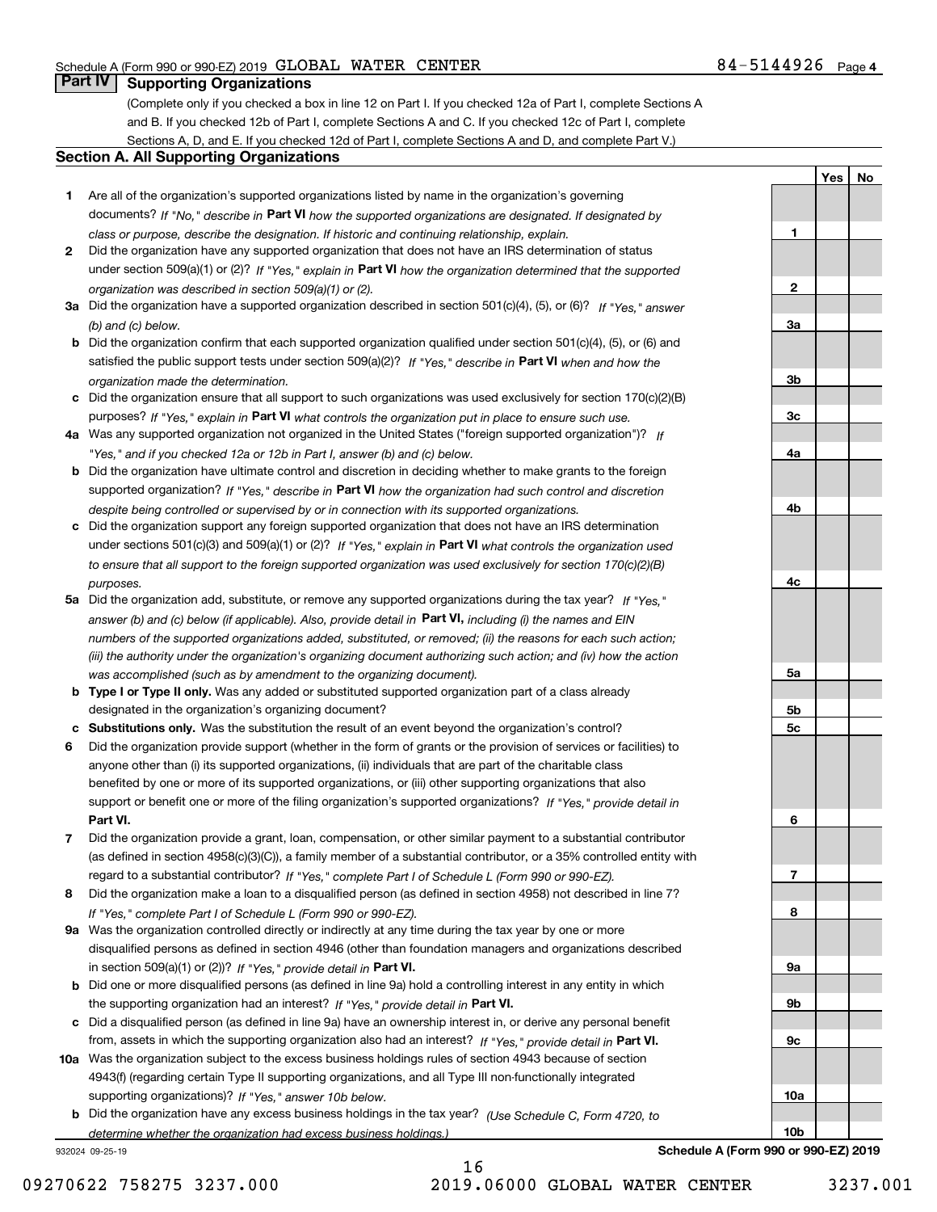Schedule A (Form 990 or 990-EZ) 2019 GLOBAL WATER CENTER 84-5144926 Page 4

## Part IV Supporting Organizations

(Complete only if you checked a box in line 12 on Part I. If you checked 12a of Part I, complete Sections A and B. If you checked 12b of Part I, complete Sections A and C. If you checked 12c of Part I, complete Sections A, D, and E. If you checked 12d of Part I, complete Sections A and D, and complete Part V.)

### Section A. All Supporting Organizations

| | | Line | Yes | No |
|---|---|---|---|---|
| 1 | Are all of the organization's supported organizations listed by name in the organization's governing documents? *If "No," describe in* **Part VI** *how the supported organizations are designated. If designated by class or purpose, describe the designation. If historic and continuing relationship, explain.* | 1 | | |
| 2 | Did the organization have any supported organization that does not have an IRS determination of status under section 509(a)(1) or (2)? *If "Yes," explain in* **Part VI** *how the organization determined that the supported organization was described in section 509(a)(1) or (2).* | 2 | | |
| 3a | Did the organization have a supported organization described in section 501(c)(4), (5), or (6)? *If "Yes," answer (b) and (c) below.* | 3a | | |
| b | Did the organization confirm that each supported organization qualified under section 501(c)(4), (5), or (6) and satisfied the public support tests under section 509(a)(2)? *If "Yes," describe in* **Part VI** *when and how the organization made the determination.* | 3b | | |
| c | Did the organization ensure that all support to such organizations was used exclusively for section 170(c)(2)(B) purposes? *If "Yes," explain in* **Part VI** *what controls the organization put in place to ensure such use.* | 3c | | |
| 4a | Was any supported organization not organized in the United States ("foreign supported organization")? *If "Yes," and if you checked 12a or 12b in Part I, answer (b) and (c) below.* | 4a | | |
| b | Did the organization have ultimate control and discretion in deciding whether to make grants to the foreign supported organization? *If "Yes," describe in* **Part VI** *how the organization had such control and discretion despite being controlled or supervised by or in connection with its supported organizations.* | 4b | | |
| c | Did the organization support any foreign supported organization that does not have an IRS determination under sections 501(c)(3) and 509(a)(1) or (2)? *If "Yes," explain in* **Part VI** *what controls the organization used to ensure that all support to the foreign supported organization was used exclusively for section 170(c)(2)(B) purposes.* | 4c | | |
| 5a | Did the organization add, substitute, or remove any supported organizations during the tax year? *If "Yes," answer (b) and (c) below (if applicable). Also, provide detail in* **Part VI,** *including (i) the names and EIN numbers of the supported organizations added, substituted, or removed; (ii) the reasons for each such action; (iii) the authority under the organization's organizing document authorizing such action; and (iv) how the action was accomplished (such as by amendment to the organizing document).* | 5a | | |
| b | **Type I or Type II only.** Was any added or substituted supported organization part of a class already designated in the organization's organizing document? | 5b | | |
| c | **Substitutions only.** Was the substitution the result of an event beyond the organization's control? | 5c | | |
| 6 | Did the organization provide support (whether in the form of grants or the provision of services or facilities) to anyone other than (i) its supported organizations, (ii) individuals that are part of the charitable class benefited by one or more of its supported organizations, or (iii) other supporting organizations that also support or benefit one or more of the filing organization's supported organizations? *If "Yes," provide detail in* **Part VI.** | 6 | | |
| 7 | Did the organization provide a grant, loan, compensation, or other similar payment to a substantial contributor (as defined in section 4958(c)(3)(C)), a family member of a substantial contributor, or a 35% controlled entity with regard to a substantial contributor? *If "Yes," complete Part I of Schedule L (Form 990 or 990-EZ).* | 7 | | |
| 8 | Did the organization make a loan to a disqualified person (as defined in section 4958) not described in line 7? *If "Yes," complete Part I of Schedule L (Form 990 or 990-EZ).* | 8 | | |
| 9a | Was the organization controlled directly or indirectly at any time during the tax year by one or more disqualified persons as defined in section 4946 (other than foundation managers and organizations described in section 509(a)(1) or (2))? *If "Yes," provide detail in* **Part VI.** | 9a | | |
| b | Did one or more disqualified persons (as defined in line 9a) hold a controlling interest in any entity in which the supporting organization had an interest? *If "Yes," provide detail in* **Part VI.** | 9b | | |
| c | Did a disqualified person (as defined in line 9a) have an ownership interest in, or derive any personal benefit from, assets in which the supporting organization also had an interest? *If "Yes," provide detail in* **Part VI.** | 9c | | |
| 10a | Was the organization subject to the excess business holdings rules of section 4943 because of section 4943(f) (regarding certain Type II supporting organizations, and all Type III non-functionally integrated supporting organizations)? *If "Yes," answer 10b below.* | 10a | | |
| b | Did the organization have any excess business holdings in the tax year? *(Use Schedule C, Form 4720, to determine whether the organization had excess business holdings.)* | 10b | | |

932024 09-25-19 **Schedule A (Form 990 or 990-EZ) 2019**

09270622 758275 3237.000 2019.06000 GLOBAL WATER CENTER 3237.001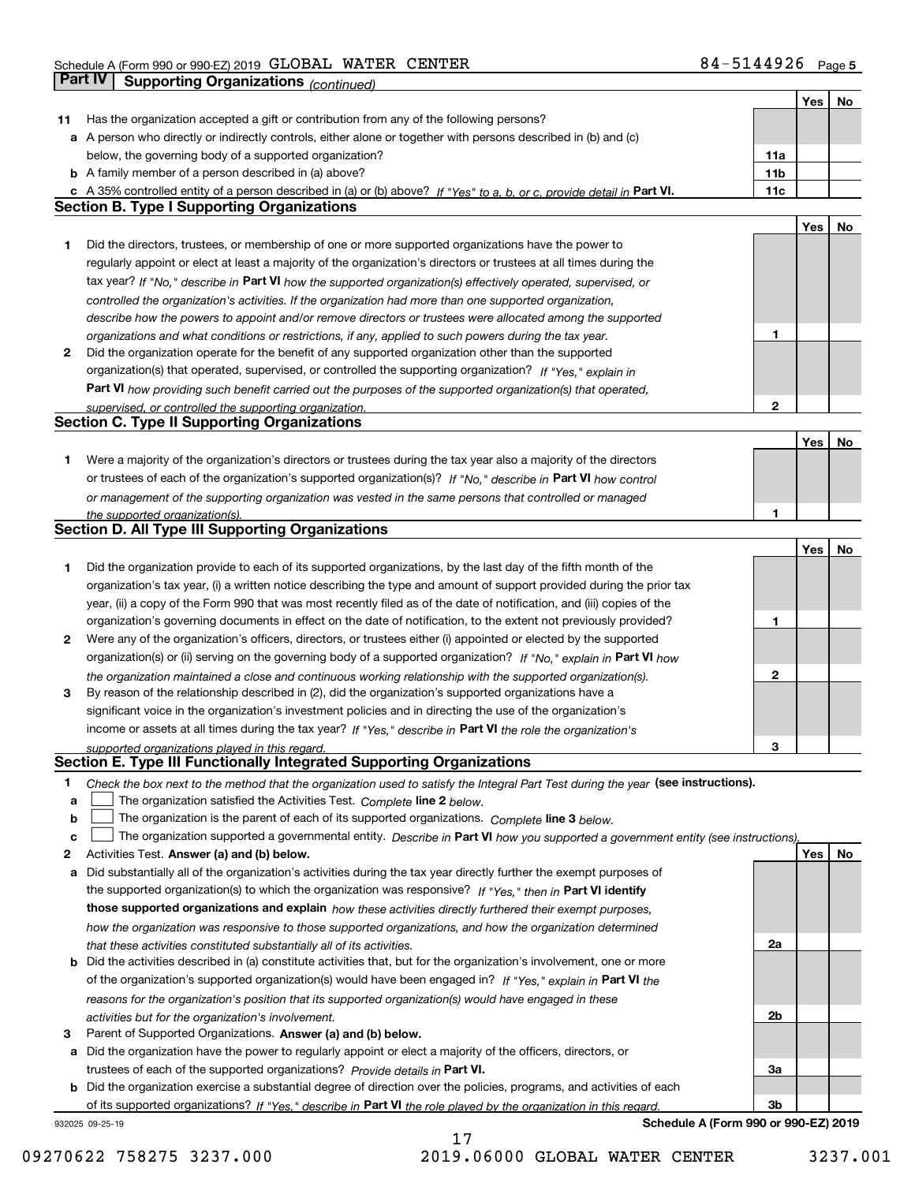Schedule A (Form 990 or 990-EZ) 2019 GLOBAL WATER CENTER 84-5144926 Page 5

**Part IV | Supporting Organizations** *(continued)*

| | | | Yes | No |
|---|---|---|---|---|
| **11** | Has the organization accepted a gift or contribution from any of the following persons? | | | |
| **a** | A person who directly or indirectly controls, either alone or together with persons described in (b) and (c) below, the governing body of a supported organization? | **11a** | | |
| **b** | A family member of a person described in (a) above? | **11b** | | |
| **c** | A 35% controlled entity of a person described in (a) or (b) above? *If "Yes" to a, b, or c, provide detail in* **Part VI.** | **11c** | | |

**Section B. Type I Supporting Organizations**

| | | | Yes | No |
|---|---|---|---|---|
| **1** | Did the directors, trustees, or membership of one or more supported organizations have the power to regularly appoint or elect at least a majority of the organization's directors or trustees at all times during the tax year? *If "No," describe in* **Part VI** *how the supported organization(s) effectively operated, supervised, or controlled the organization's activities. If the organization had more than one supported organization, describe how the powers to appoint and/or remove directors or trustees were allocated among the supported organizations and what conditions or restrictions, if any, applied to such powers during the tax year.* | **1** | | |
| **2** | Did the organization operate for the benefit of any supported organization other than the supported organization(s) that operated, supervised, or controlled the supporting organization? *If "Yes," explain in* **Part VI** *how providing such benefit carried out the purposes of the supported organization(s) that operated, supervised, or controlled the supporting organization.* | **2** | | |

**Section C. Type II Supporting Organizations**

| | | | Yes | No |
|---|---|---|---|---|
| **1** | Were a majority of the organization's directors or trustees during the tax year also a majority of the directors or trustees of each of the organization's supported organization(s)? *If "No," describe in* **Part VI** *how control or management of the supporting organization was vested in the same persons that controlled or managed the supported organization(s).* | **1** | | |

**Section D. All Type III Supporting Organizations**

| | | | Yes | No |
|---|---|---|---|---|
| **1** | Did the organization provide to each of its supported organizations, by the last day of the fifth month of the organization's tax year, (i) a written notice describing the type and amount of support provided during the prior tax year, (ii) a copy of the Form 990 that was most recently filed as of the date of notification, and (iii) copies of the organization's governing documents in effect on the date of notification, to the extent not previously provided? | **1** | | |
| **2** | Were any of the organization's officers, directors, or trustees either (i) appointed or elected by the supported organization(s) or (ii) serving on the governing body of a supported organization? *If "No," explain in* **Part VI** *how the organization maintained a close and continuous working relationship with the supported organization(s).* | **2** | | |
| **3** | By reason of the relationship described in (2), did the organization's supported organizations have a significant voice in the organization's investment policies and in directing the use of the organization's income or assets at all times during the tax year? *If "Yes," describe in* **Part VI** *the role the organization's supported organizations played in this regard.* | **3** | | |

**Section E. Type III Functionally Integrated Supporting Organizations**

**1** *Check the box next to the method that the organization used to satisfy the Integral Part Test during the year* **(see instructions).**

- **a** ☐ The organization satisfied the Activities Test. *Complete* **line 2** *below.*
- **b** ☐ The organization is the parent of each of its supported organizations. *Complete* **line 3** *below.*
- **c** ☐ The organization supported a governmental entity. *Describe in* **Part VI** *how you supported a government entity (see instructions).*

| | | | Yes | No |
|---|---|---|---|---|
| **2** | Activities Test. **Answer (a) and (b) below.** | | | |
| **a** | Did substantially all of the organization's activities during the tax year directly further the exempt purposes of the supported organization(s) to which the organization was responsive? *If "Yes," then in* **Part VI identify those supported organizations and explain** *how these activities directly furthered their exempt purposes, how the organization was responsive to those supported organizations, and how the organization determined that these activities constituted substantially all of its activities.* | **2a** | | |
| **b** | Did the activities described in (a) constitute activities that, but for the organization's involvement, one or more of the organization's supported organization(s) would have been engaged in? *If "Yes," explain in* **Part VI** *the reasons for the organization's position that its supported organization(s) would have engaged in these activities but for the organization's involvement.* | **2b** | | |
| **3** | Parent of Supported Organizations. **Answer (a) and (b) below.** | | | |
| **a** | Did the organization have the power to regularly appoint or elect a majority of the officers, directors, or trustees of each of the supported organizations? *Provide details in* **Part VI.** | **3a** | | |
| **b** | Did the organization exercise a substantial degree of direction over the policies, programs, and activities of each of its supported organizations? *If "Yes," describe in* **Part VI** *the role played by the organization in this regard.* | **3b** | | |

932025 09-25-19 **Schedule A (Form 990 or 990-EZ) 2019**

09270622 758275 3237.000 2019.06000 GLOBAL WATER CENTER 3237.001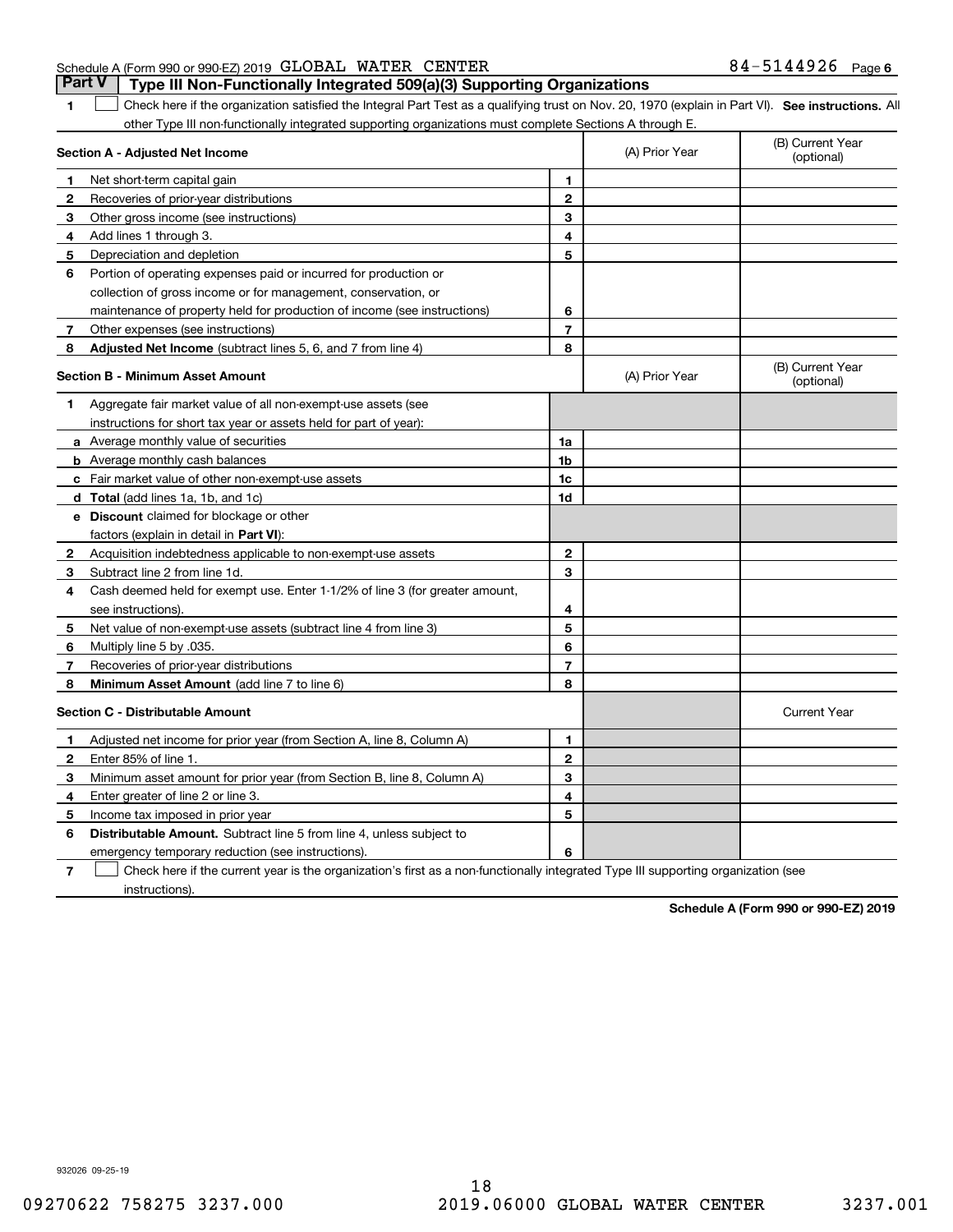Schedule A (Form 990 or 990-EZ) 2019 GLOBAL WATER CENTER 84-5144926 Page 6

## Part V Type III Non-Functionally Integrated 509(a)(3) Supporting Organizations

**1** ☐ Check here if the organization satisfied the Integral Part Test as a qualifying trust on Nov. 20, 1970 (explain in Part VI). **See instructions.** All other Type III non-functionally integrated supporting organizations must complete Sections A through E.

| **Section A - Adjusted Net Income** | | | (A) Prior Year | (B) Current Year (optional) |
|---|---|---|---|---|
| **1** | Net short-term capital gain | 1 | | |
| **2** | Recoveries of prior-year distributions | 2 | | |
| **3** | Other gross income (see instructions) | 3 | | |
| **4** | Add lines 1 through 3. | 4 | | |
| **5** | Depreciation and depletion | 5 | | |
| **6** | Portion of operating expenses paid or incurred for production or collection of gross income or for management, conservation, or maintenance of property held for production of income (see instructions) | 6 | | |
| **7** | Other expenses (see instructions) | 7 | | |
| **8** | **Adjusted Net Income** (subtract lines 5, 6, and 7 from line 4) | 8 | | |

| **Section B - Minimum Asset Amount** | | | (A) Prior Year | (B) Current Year (optional) |
|---|---|---|---|---|
| **1** | Aggregate fair market value of all non-exempt-use assets (see instructions for short tax year or assets held for part of year): | | | |
| **a** | Average monthly value of securities | 1a | | |
| **b** | Average monthly cash balances | 1b | | |
| **c** | Fair market value of other non-exempt-use assets | 1c | | |
| **d** | **Total** (add lines 1a, 1b, and 1c) | 1d | | |
| **e** | **Discount** claimed for blockage or other factors (explain in detail in **Part VI**): | | | |
| **2** | Acquisition indebtedness applicable to non-exempt-use assets | 2 | | |
| **3** | Subtract line 2 from line 1d. | 3 | | |
| **4** | Cash deemed held for exempt use. Enter 1-1/2% of line 3 (for greater amount, see instructions). | 4 | | |
| **5** | Net value of non-exempt-use assets (subtract line 4 from line 3) | 5 | | |
| **6** | Multiply line 5 by .035. | 6 | | |
| **7** | Recoveries of prior-year distributions | 7 | | |
| **8** | **Minimum Asset Amount** (add line 7 to line 6) | 8 | | |

| **Section C - Distributable Amount** | | | | Current Year |
|---|---|---|---|---|
| **1** | Adjusted net income for prior year (from Section A, line 8, Column A) | 1 | | |
| **2** | Enter 85% of line 1. | 2 | | |
| **3** | Minimum asset amount for prior year (from Section B, line 8, Column A) | 3 | | |
| **4** | Enter greater of line 2 or line 3. | 4 | | |
| **5** | Income tax imposed in prior year | 5 | | |
| **6** | **Distributable Amount.** Subtract line 5 from line 4, unless subject to emergency temporary reduction (see instructions). | 6 | | |

**7** ☐ Check here if the current year is the organization's first as a non-functionally integrated Type III supporting organization (see instructions).

**Schedule A (Form 990 or 990-EZ) 2019**

932026 09-25-19

09270622 758275 3237.000 2019.06000 GLOBAL WATER CENTER 3237.001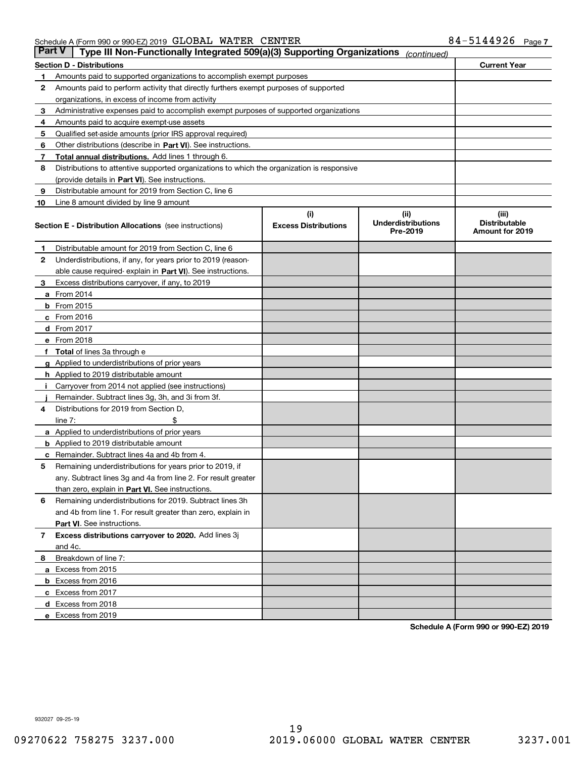Schedule A (Form 990 or 990-EZ) 2019 GLOBAL WATER CENTER 84-5144926 Page 7

## Part V | Type III Non-Functionally Integrated 509(a)(3) Supporting Organizations *(continued)*

| Section D - Distributions | | Current Year |
|---|---|---|
| 1 | Amounts paid to supported organizations to accomplish exempt purposes | |
| 2 | Amounts paid to perform activity that directly furthers exempt purposes of supported organizations, in excess of income from activity | |
| 3 | Administrative expenses paid to accomplish exempt purposes of supported organizations | |
| 4 | Amounts paid to acquire exempt-use assets | |
| 5 | Qualified set-aside amounts (prior IRS approval required) | |
| 6 | Other distributions (describe in **Part VI**). See instructions. | |
| 7 | **Total annual distributions.** Add lines 1 through 6. | |
| 8 | Distributions to attentive supported organizations to which the organization is responsive (provide details in **Part VI**). See instructions. | |
| 9 | Distributable amount for 2019 from Section C, line 6 | |
| 10 | Line 8 amount divided by line 9 amount | |

| Section E - Distribution Allocations (see instructions) | (i) Excess Distributions | (ii) Underdistributions Pre-2019 | (iii) Distributable Amount for 2019 |
|---|---|---|---|
| 1 Distributable amount for 2019 from Section C, line 6 | | | |
| 2 Underdistributions, if any, for years prior to 2019 (reasonable cause required- explain in **Part VI**). See instructions. | | | |
| 3 Excess distributions carryover, if any, to 2019 | | | |
| a From 2014 | | | |
| b From 2015 | | | |
| c From 2016 | | | |
| d From 2017 | | | |
| e From 2018 | | | |
| f **Total** of lines 3a through e | | | |
| g Applied to underdistributions of prior years | | | |
| h Applied to 2019 distributable amount | | | |
| i Carryover from 2014 not applied (see instructions) | | | |
| j Remainder. Subtract lines 3g, 3h, and 3i from 3f. | | | |
| 4 Distributions for 2019 from Section D, line 7: $ | | | |
| a Applied to underdistributions of prior years | | | |
| b Applied to 2019 distributable amount | | | |
| c Remainder. Subtract lines 4a and 4b from 4. | | | |
| 5 Remaining underdistributions for years prior to 2019, if any. Subtract lines 3g and 4a from line 2. For result greater than zero, explain in **Part VI.** See instructions. | | | |
| 6 Remaining underdistributions for 2019. Subtract lines 3h and 4b from line 1. For result greater than zero, explain in **Part VI**. See instructions. | | | |
| 7 **Excess distributions carryover to 2020.** Add lines 3j and 4c. | | | |
| 8 Breakdown of line 7: | | | |
| a Excess from 2015 | | | |
| b Excess from 2016 | | | |
| c Excess from 2017 | | | |
| d Excess from 2018 | | | |
| e Excess from 2019 | | | |

**Schedule A (Form 990 or 990-EZ) 2019**

932027 09-25-19

09270622 758275 3237.000 2019.06000 GLOBAL WATER CENTER 3237.001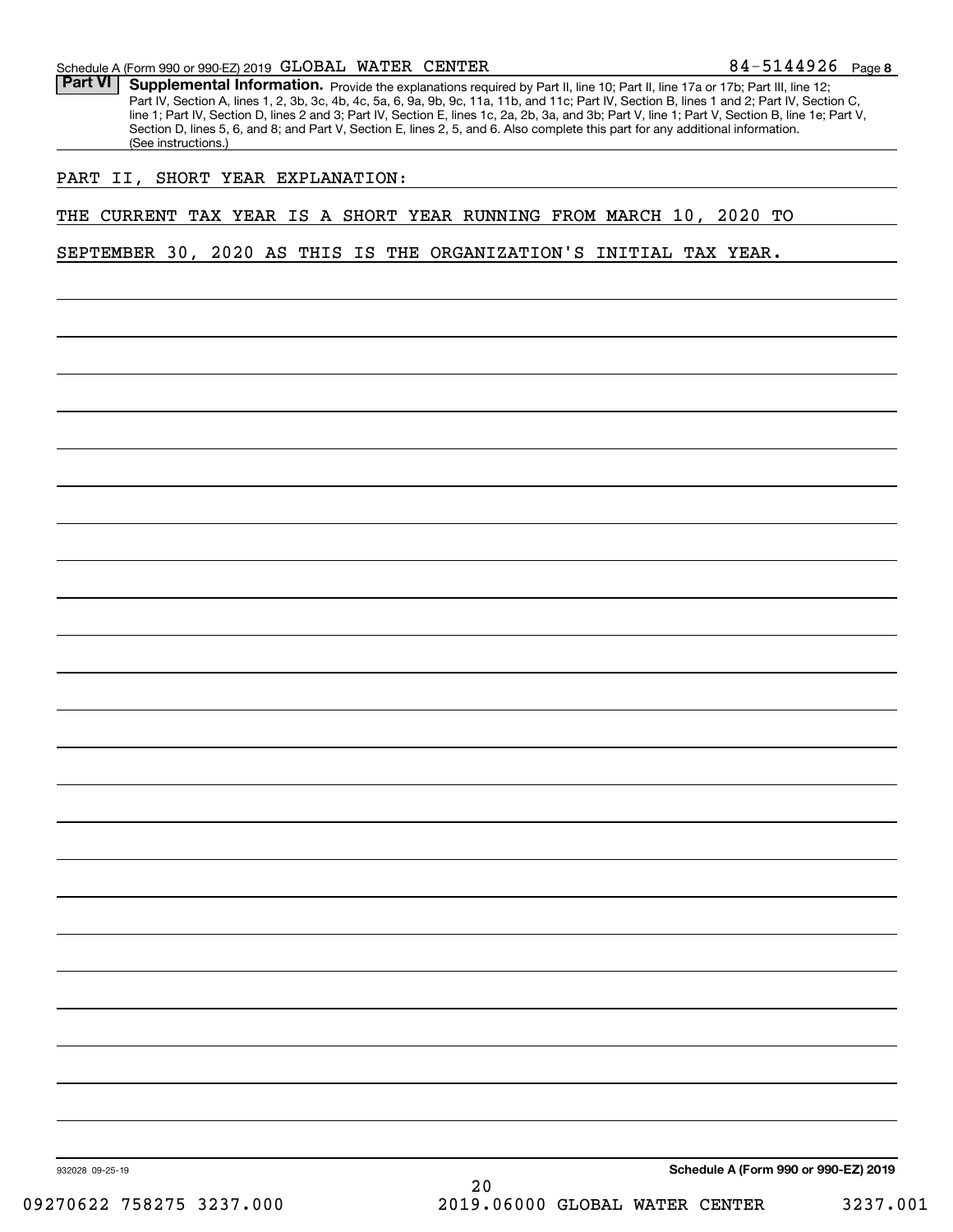Schedule A (Form 990 or 990-EZ) 2019 GLOBAL WATER CENTER 84-5144926 Page **8**

## Part VI Supplemental Information.

Provide the explanations required by Part II, line 10; Part II, line 17a or 17b; Part III, line 12; Part IV, Section A, lines 1, 2, 3b, 3c, 4b, 4c, 5a, 6, 9a, 9b, 9c, 11a, 11b, and 11c; Part IV, Section B, lines 1 and 2; Part IV, Section C, line 1; Part IV, Section D, lines 2 and 3; Part IV, Section E, lines 1c, 2a, 2b, 3a, and 3b; Part V, line 1; Part V, Section B, line 1e; Part V, Section D, lines 5, 6, and 8; and Part V, Section E, lines 2, 5, and 6. Also complete this part for any additional information. (See instructions.)

PART II, SHORT YEAR EXPLANATION:

THE CURRENT TAX YEAR IS A SHORT YEAR RUNNING FROM MARCH 10, 2020 TO SEPTEMBER 30, 2020 AS THIS IS THE ORGANIZATION'S INITIAL TAX YEAR.

932028 09-25-19 **Schedule A (Form 990 or 990-EZ) 2019**

09270622 758275 3237.000 2019.06000 GLOBAL WATER CENTER 3237.001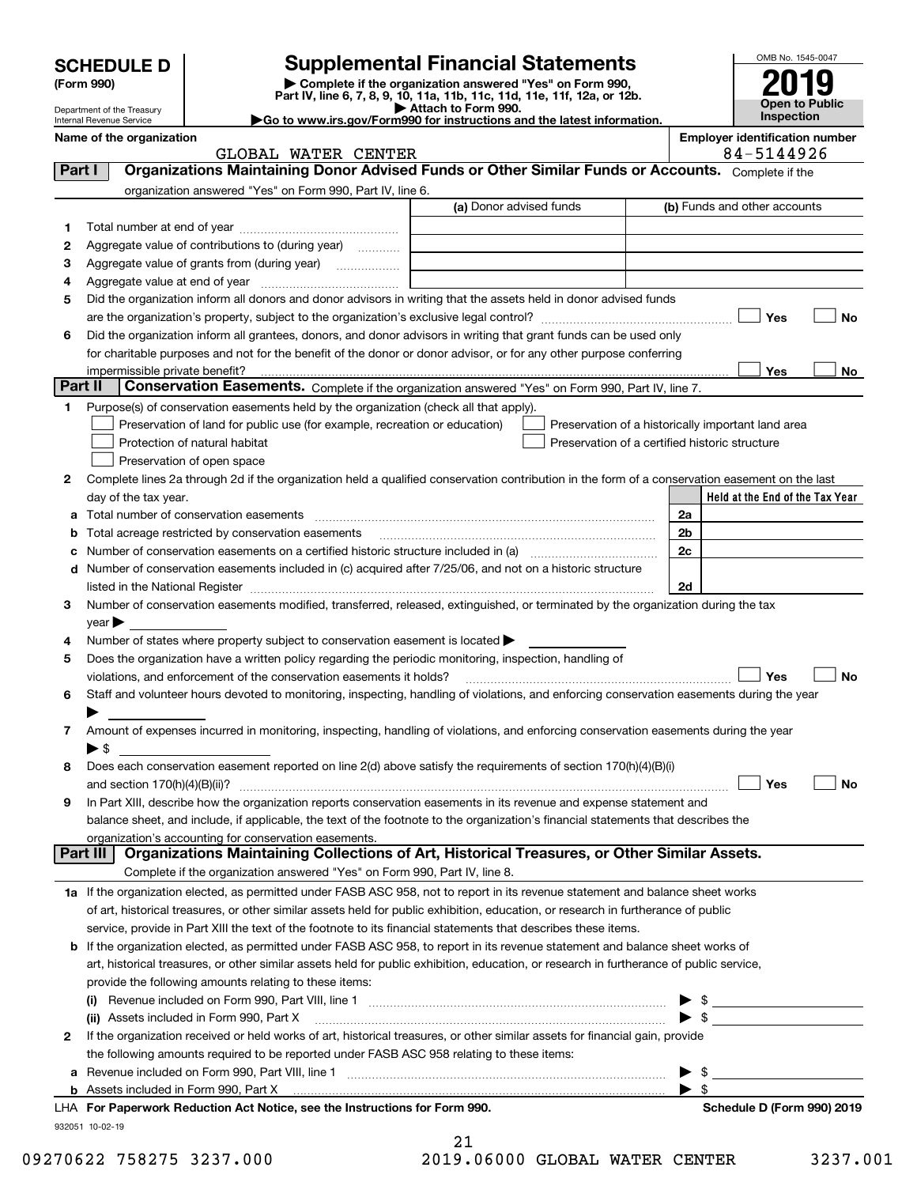**SCHEDULE D (Form 990)**

Department of the Treasury
Internal Revenue Service

# Supplemental Financial Statements

▶ Complete if the organization answered "Yes" on Form 990, Part IV, line 6, 7, 8, 9, 10, 11a, 11b, 11c, 11d, 11e, 11f, 12a, or 12b.
▶ Attach to Form 990.
▶Go to www.irs.gov/Form990 for instructions and the latest information.

OMB No. 1545-0047
**2019**
**Open to Public Inspection**

**Name of the organization:** GLOBAL WATER CENTER
**Employer identification number:** 84-5144926

## Part I — Organizations Maintaining Donor Advised Funds or Other Similar Funds or Accounts.
Complete if the organization answered "Yes" on Form 990, Part IV, line 6.

| | | (a) Donor advised funds | (b) Funds and other accounts |
|---|---|---|---|
| 1 | Total number at end of year | | |
| 2 | Aggregate value of contributions to (during year) | | |
| 3 | Aggregate value of grants from (during year) | | |
| 4 | Aggregate value at end of year | | |

5 Did the organization inform all donors and donor advisors in writing that the assets held in donor advised funds are the organization's property, subject to the organization's exclusive legal control? ☐ Yes ☐ No

6 Did the organization inform all grantees, donors, and donor advisors in writing that grant funds can be used only for charitable purposes and not for the benefit of the donor or donor advisor, or for any other purpose conferring impermissible private benefit? ☐ Yes ☐ No

## Part II — Conservation Easements.
Complete if the organization answered "Yes" on Form 990, Part IV, line 7.

1 Purpose(s) of conservation easements held by the organization (check all that apply).
- ☐ Preservation of land for public use (for example, recreation or education)
- ☐ Protection of natural habitat
- ☐ Preservation of open space
- ☐ Preservation of a historically important land area
- ☐ Preservation of a certified historic structure

2 Complete lines 2a through 2d if the organization held a qualified conservation contribution in the form of a conservation easement on the last day of the tax year.

| | | | Held at the End of the Tax Year |
|---|---|---|---|
| a | Total number of conservation easements | 2a | |
| b | Total acreage restricted by conservation easements | 2b | |
| c | Number of conservation easements on a certified historic structure included in (a) | 2c | |
| d | Number of conservation easements included in (c) acquired after 7/25/06, and not on a historic structure listed in the National Register | 2d | |

3 Number of conservation easements modified, transferred, released, extinguished, or terminated by the organization during the tax year ▶

4 Number of states where property subject to conservation easement is located ▶

5 Does the organization have a written policy regarding the periodic monitoring, inspection, handling of violations, and enforcement of the conservation easements it holds? ☐ Yes ☐ No

6 Staff and volunteer hours devoted to monitoring, inspecting, handling of violations, and enforcing conservation easements during the year ▶

7 Amount of expenses incurred in monitoring, inspecting, handling of violations, and enforcing conservation easements during the year ▶ $

8 Does each conservation easement reported on line 2(d) above satisfy the requirements of section 170(h)(4)(B)(i) and section 170(h)(4)(B)(ii)? ☐ Yes ☐ No

9 In Part XIII, describe how the organization reports conservation easements in its revenue and expense statement and balance sheet, and include, if applicable, the text of the footnote to the organization's financial statements that describes the organization's accounting for conservation easements.

## Part III — Organizations Maintaining Collections of Art, Historical Treasures, or Other Similar Assets.
Complete if the organization answered "Yes" on Form 990, Part IV, line 8.

1a If the organization elected, as permitted under FASB ASC 958, not to report in its revenue statement and balance sheet works of art, historical treasures, or other similar assets held for public exhibition, education, or research in furtherance of public service, provide in Part XIII the text of the footnote to its financial statements that describes these items.

b If the organization elected, as permitted under FASB ASC 958, to report in its revenue statement and balance sheet works of art, historical treasures, or other similar assets held for public exhibition, education, or research in furtherance of public service, provide the following amounts relating to these items:

(i) Revenue included on Form 990, Part VIII, line 1 ▶ $

(ii) Assets included in Form 990, Part X ▶ $

2 If the organization received or held works of art, historical treasures, or other similar assets for financial gain, provide the following amounts required to be reported under FASB ASC 958 relating to these items:

a Revenue included on Form 990, Part VIII, line 1 ▶ $

b Assets included in Form 990, Part X ▶ $

LHA For Paperwork Reduction Act Notice, see the Instructions for Form 990. **Schedule D (Form 990) 2019**

932051 10-02-19

09270622 758275 3237.000 2019.06000 GLOBAL WATER CENTER 3237.001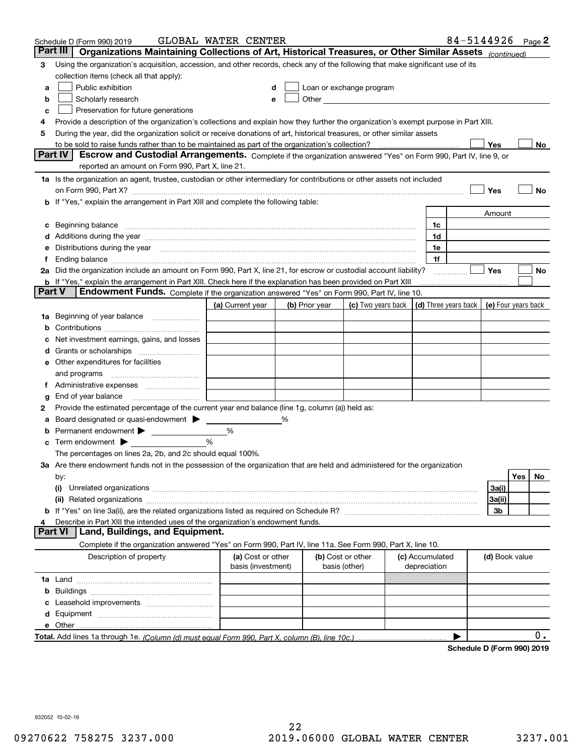Schedule D (Form 990) 2019 GLOBAL WATER CENTER 84-5144926 Page 2

## Part III Organizations Maintaining Collections of Art, Historical Treasures, or Other Similar Assets *(continued)*

**3** Using the organization's acquisition, accession, and other records, check any of the following that make significant use of its collection items (check all that apply):

- **a** ☐ Public exhibition
- **b** ☐ Scholarly research
- **c** ☐ Preservation for future generations
- **d** ☐ Loan or exchange program
- **e** ☐ Other

**4** Provide a description of the organization's collections and explain how they further the organization's exempt purpose in Part XIII.

**5** During the year, did the organization solicit or receive donations of art, historical treasures, or other similar assets to be sold to raise funds rather than to be maintained as part of the organization's collection? ☐ Yes ☐ No

## Part IV Escrow and Custodial Arrangements.

Complete if the organization answered "Yes" on Form 990, Part IV, line 9, or reported an amount on Form 990, Part X, line 21.

**1a** Is the organization an agent, trustee, custodian or other intermediary for contributions or other assets not included on Form 990, Part X? ☐ Yes ☐ No

**b** If "Yes," explain the arrangement in Part XIII and complete the following table:

| | | Amount |
|---|---|---|
| **c** Beginning balance | 1c | |
| **d** Additions during the year | 1d | |
| **e** Distributions during the year | 1e | |
| **f** Ending balance | 1f | |

**2a** Did the organization include an amount on Form 990, Part X, line 21, for escrow or custodial account liability? ☐ Yes ☐ No

**b** If "Yes," explain the arrangement in Part XIII. Check here if the explanation has been provided on Part XIII ☐

## Part V Endowment Funds.

Complete if the organization answered "Yes" on Form 990, Part IV, line 10.

| | (a) Current year | (b) Prior year | (c) Two years back | (d) Three years back | (e) Four years back |
|---|---|---|---|---|---|
| **1a** Beginning of year balance | | | | | |
| **b** Contributions | | | | | |
| **c** Net investment earnings, gains, and losses | | | | | |
| **d** Grants or scholarships | | | | | |
| **e** Other expenditures for facilities and programs | | | | | |
| **f** Administrative expenses | | | | | |
| **g** End of year balance | | | | | |

**2** Provide the estimated percentage of the current year end balance (line 1g, column (a)) held as:

- **a** Board designated or quasi-endowment ▶ _____ %
- **b** Permanent endowment ▶ _____ %
- **c** Term endowment ▶ _____ %

The percentages on lines 2a, 2b, and 2c should equal 100%.

**3a** Are there endowment funds not in the possession of the organization that are held and administered for the organization by:

| | | Yes | No |
|---|---|---|---|
| **(i)** Unrelated organizations | 3a(i) | | |
| **(ii)** Related organizations | 3a(ii) | | |
| **b** If "Yes" on line 3a(ii), are the related organizations listed as required on Schedule R? | 3b | | |

**4** Describe in Part XIII the intended uses of the organization's endowment funds.

## Part VI Land, Buildings, and Equipment.

Complete if the organization answered "Yes" on Form 990, Part IV, line 11a. See Form 990, Part X, line 10.

| Description of property | (a) Cost or other basis (investment) | (b) Cost or other basis (other) | (c) Accumulated depreciation | (d) Book value |
|---|---|---|---|---|
| **1a** Land | | | | |
| **b** Buildings | | | | |
| **c** Leasehold improvements | | | | |
| **d** Equipment | | | | |
| **e** Other | | | | |
| **Total.** Add lines 1a through 1e. *(Column (d) must equal Form 990, Part X, column (B), line 10c.)* | | | ▶ | 0. |

**Schedule D (Form 990) 2019**

932052 10-02-19

09270622 758275 3237.000 2019.06000 GLOBAL WATER CENTER 3237.001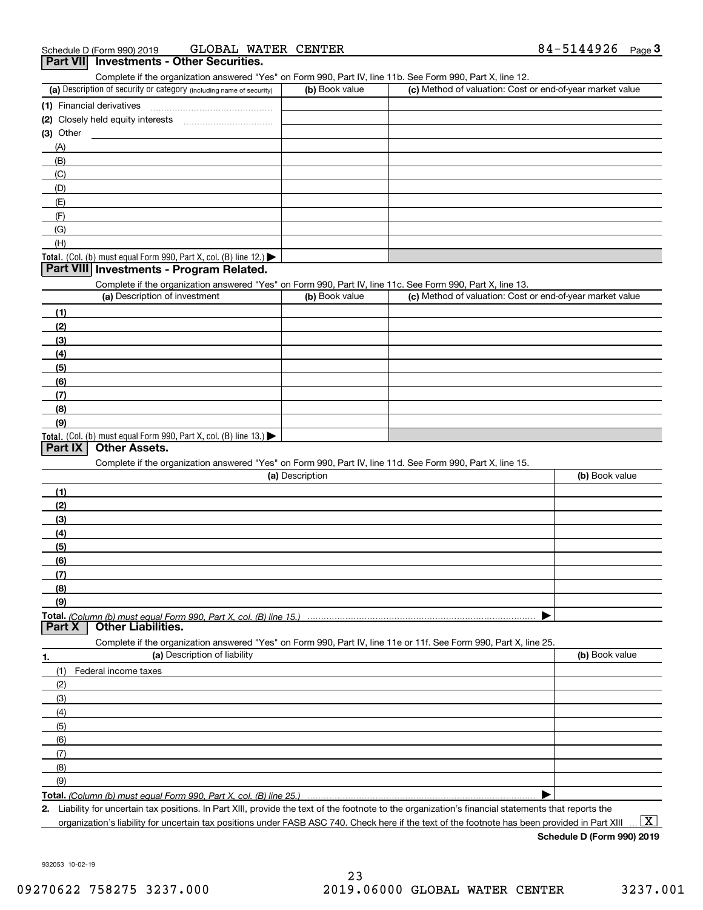Schedule D (Form 990) 2019 GLOBAL WATER CENTER 84-5144926 Page 3

## Part VII Investments - Other Securities.

Complete if the organization answered "Yes" on Form 990, Part IV, line 11b. See Form 990, Part X, line 12.

| (a) Description of security or category (including name of security) | (b) Book value | (c) Method of valuation: Cost or end-of-year market value |
|---|---|---|
| (1) Financial derivatives | | |
| (2) Closely held equity interests | | |
| (3) Other | | |
| (A) | | |
| (B) | | |
| (C) | | |
| (D) | | |
| (E) | | |
| (F) | | |
| (G) | | |
| (H) | | |
| **Total.** (Col. (b) must equal Form 990, Part X, col. (B) line 12.) ▶ | | |

## Part VIII Investments - Program Related.

Complete if the organization answered "Yes" on Form 990, Part IV, line 11c. See Form 990, Part X, line 13.

| (a) Description of investment | (b) Book value | (c) Method of valuation: Cost or end-of-year market value |
|---|---|---|
| (1) | | |
| (2) | | |
| (3) | | |
| (4) | | |
| (5) | | |
| (6) | | |
| (7) | | |
| (8) | | |
| (9) | | |
| **Total.** (Col. (b) must equal Form 990, Part X, col. (B) line 13.) ▶ | | |

## Part IX Other Assets.

Complete if the organization answered "Yes" on Form 990, Part IV, line 11d. See Form 990, Part X, line 15.

| (a) Description | (b) Book value |
|---|---|
| (1) | |
| (2) | |
| (3) | |
| (4) | |
| (5) | |
| (6) | |
| (7) | |
| (8) | |
| (9) | |
| **Total.** *(Column (b) must equal Form 990, Part X, col. (B) line 15.)* ▶ | |

## Part X Other Liabilities.

Complete if the organization answered "Yes" on Form 990, Part IV, line 11e or 11f. See Form 990, Part X, line 25.

| 1. (a) Description of liability | (b) Book value |
|---|---|
| (1) Federal income taxes | |
| (2) | |
| (3) | |
| (4) | |
| (5) | |
| (6) | |
| (7) | |
| (8) | |
| (9) | |
| **Total.** *(Column (b) must equal Form 990, Part X, col. (B) line 25.)* ▶ | |

**2.** Liability for uncertain tax positions. In Part XIII, provide the text of the footnote to the organization's financial statements that reports the organization's liability for uncertain tax positions under FASB ASC 740. Check here if the text of the footnote has been provided in Part XIII ... [X]

**Schedule D (Form 990) 2019**

932053 10-02-19

09270622 758275 3237.000 2019.06000 GLOBAL WATER CENTER 3237.001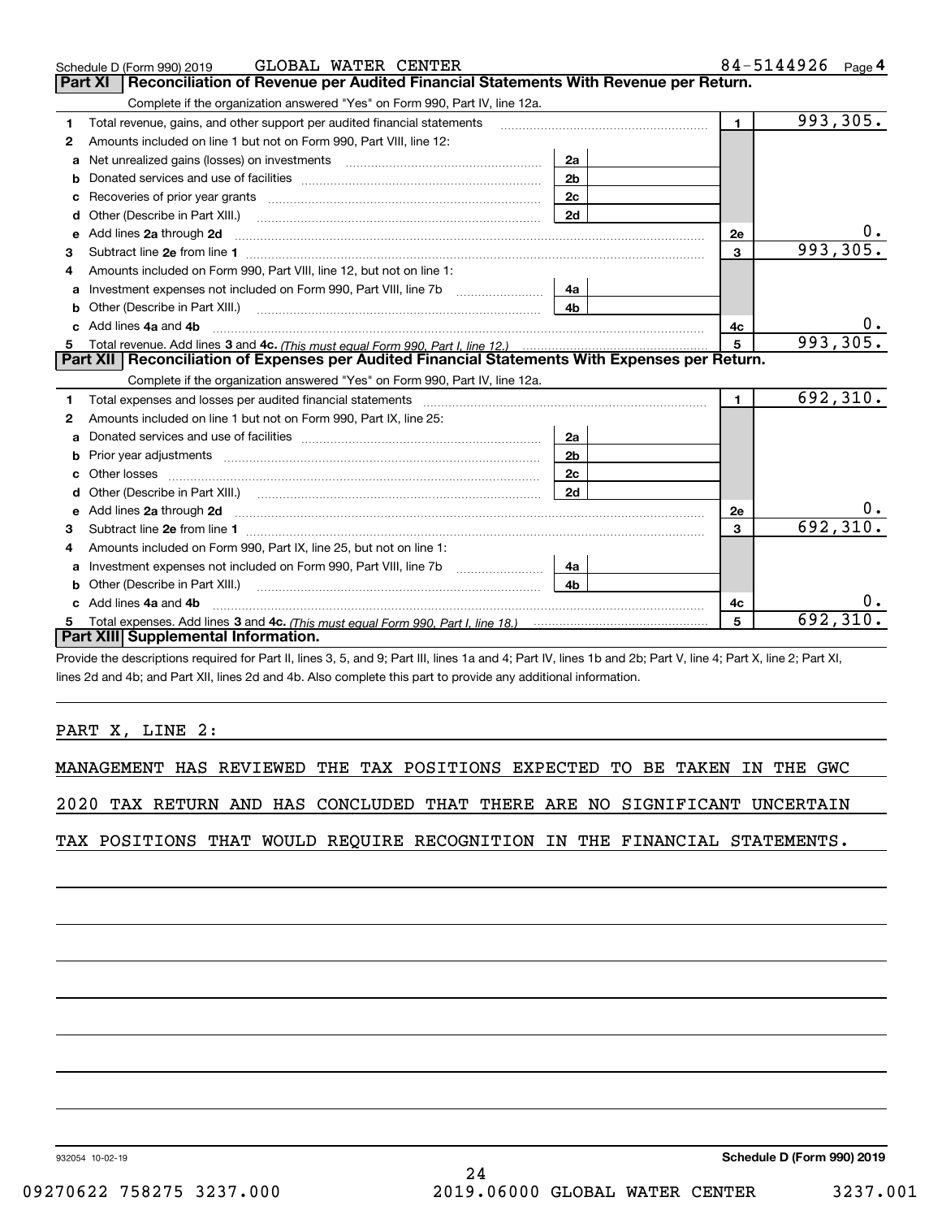Schedule D (Form 990) 2019 GLOBAL WATER CENTER 84-5144926 Page 4

## Part XI Reconciliation of Revenue per Audited Financial Statements With Revenue per Return.

Complete if the organization answered "Yes" on Form 990, Part IV, line 12a.

| | | | | | |
|---|---|---|---|---|---|
| 1 | Total revenue, gains, and other support per audited financial statements | | | 1 | 993,305. |
| 2 | Amounts included on line 1 but not on Form 990, Part VIII, line 12: | | | | |
| a | Net unrealized gains (losses) on investments | 2a | | | |
| b | Donated services and use of facilities | 2b | | | |
| c | Recoveries of prior year grants | 2c | | | |
| d | Other (Describe in Part XIII.) | 2d | | | |
| e | Add lines 2a through 2d | | | 2e | 0. |
| 3 | Subtract line 2e from line 1 | | | 3 | 993,305. |
| 4 | Amounts included on Form 990, Part VIII, line 12, but not on line 1: | | | | |
| a | Investment expenses not included on Form 990, Part VIII, line 7b | 4a | | | |
| b | Other (Describe in Part XIII.) | 4b | | | |
| c | Add lines 4a and 4b | | | 4c | 0. |
| 5 | Total revenue. Add lines 3 and 4c. *(This must equal Form 990, Part I, line 12.)* | | | 5 | 993,305. |

## Part XII Reconciliation of Expenses per Audited Financial Statements With Expenses per Return.

Complete if the organization answered "Yes" on Form 990, Part IV, line 12a.

| | | | | | |
|---|---|---|---|---|---|
| 1 | Total expenses and losses per audited financial statements | | | 1 | 692,310. |
| 2 | Amounts included on line 1 but not on Form 990, Part IX, line 25: | | | | |
| a | Donated services and use of facilities | 2a | | | |
| b | Prior year adjustments | 2b | | | |
| c | Other losses | 2c | | | |
| d | Other (Describe in Part XIII.) | 2d | | | |
| e | Add lines 2a through 2d | | | 2e | 0. |
| 3 | Subtract line 2e from line 1 | | | 3 | 692,310. |
| 4 | Amounts included on Form 990, Part IX, line 25, but not on line 1: | | | | |
| a | Investment expenses not included on Form 990, Part VIII, line 7b | 4a | | | |
| b | Other (Describe in Part XIII.) | 4b | | | |
| c | Add lines 4a and 4b | | | 4c | 0. |
| 5 | Total expenses. Add lines 3 and 4c. *(This must equal Form 990, Part I, line 18.)* | | | 5 | 692,310. |

## Part XIII Supplemental Information.

Provide the descriptions required for Part II, lines 3, 5, and 9; Part III, lines 1a and 4; Part IV, lines 1b and 2b; Part V, line 4; Part X, line 2; Part XI, lines 2d and 4b; and Part XII, lines 2d and 4b. Also complete this part to provide any additional information.

PART X, LINE 2:

MANAGEMENT HAS REVIEWED THE TAX POSITIONS EXPECTED TO BE TAKEN IN THE GWC 2020 TAX RETURN AND HAS CONCLUDED THAT THERE ARE NO SIGNIFICANT UNCERTAIN TAX POSITIONS THAT WOULD REQUIRE RECOGNITION IN THE FINANCIAL STATEMENTS.

932054 10-02-19 **Schedule D (Form 990) 2019**

09270622 758275 3237.000 2019.06000 GLOBAL WATER CENTER 3237.001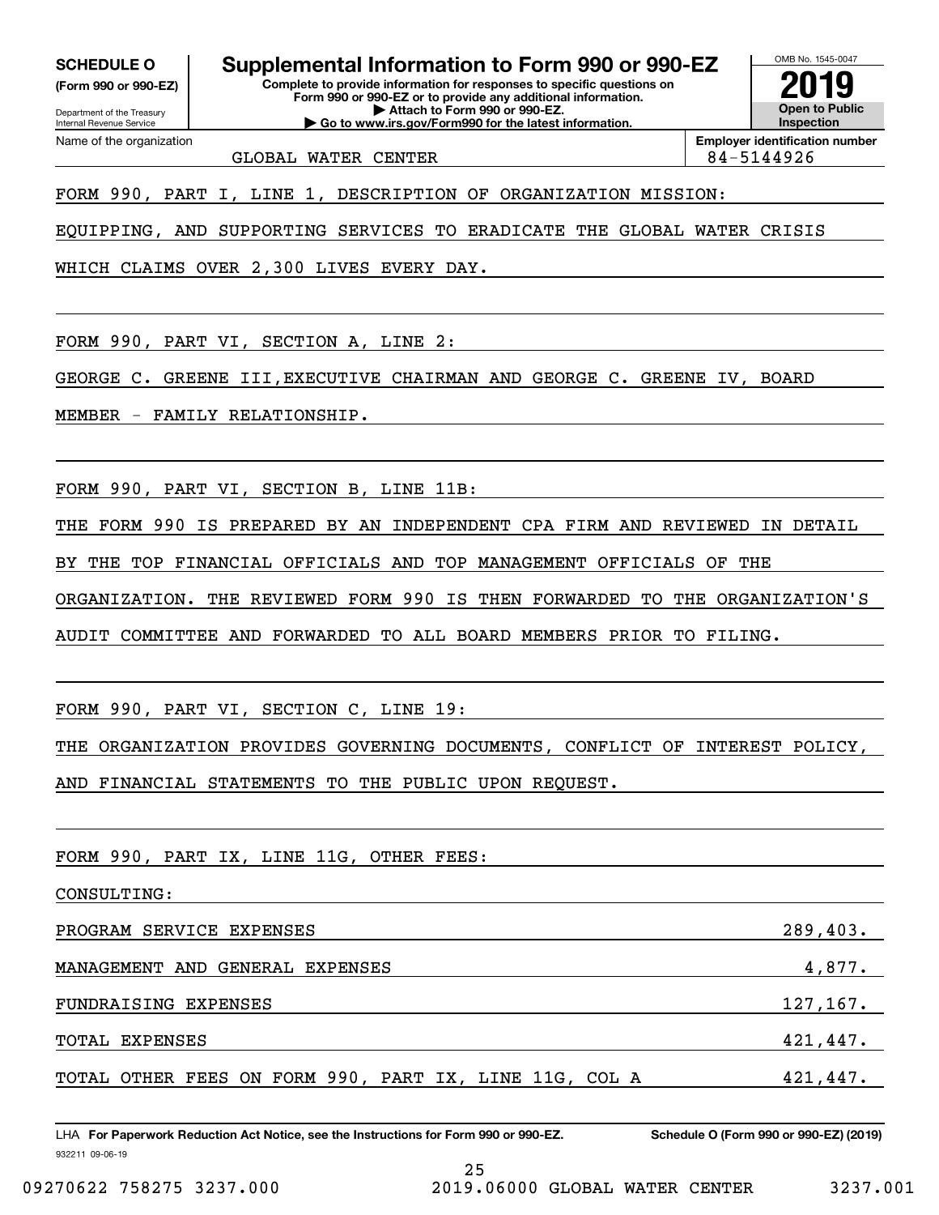**SCHEDULE O**
**(Form 990 or 990-EZ)**

Department of the Treasury
Internal Revenue Service

# Supplemental Information to Form 990 or 990-EZ

**Complete to provide information for responses to specific questions on Form 990 or 990-EZ or to provide any additional information.**
**▶ Attach to Form 990 or 990-EZ.**
**▶ Go to www.irs.gov/Form990 for the latest information.**

OMB No. 1545-0047

**2019**

**Open to Public Inspection**

Name of the organization: GLOBAL WATER CENTER

**Employer identification number:** 84-5144926

FORM 990, PART I, LINE 1, DESCRIPTION OF ORGANIZATION MISSION:

EQUIPPING, AND SUPPORTING SERVICES TO ERADICATE THE GLOBAL WATER CRISIS WHICH CLAIMS OVER 2,300 LIVES EVERY DAY.

FORM 990, PART VI, SECTION A, LINE 2:

GEORGE C. GREENE III,EXECUTIVE CHAIRMAN AND GEORGE C. GREENE IV, BOARD MEMBER - FAMILY RELATIONSHIP.

FORM 990, PART VI, SECTION B, LINE 11B:

THE FORM 990 IS PREPARED BY AN INDEPENDENT CPA FIRM AND REVIEWED IN DETAIL BY THE TOP FINANCIAL OFFICIALS AND TOP MANAGEMENT OFFICIALS OF THE ORGANIZATION. THE REVIEWED FORM 990 IS THEN FORWARDED TO THE ORGANIZATION'S AUDIT COMMITTEE AND FORWARDED TO ALL BOARD MEMBERS PRIOR TO FILING.

FORM 990, PART VI, SECTION C, LINE 19:

THE ORGANIZATION PROVIDES GOVERNING DOCUMENTS, CONFLICT OF INTEREST POLICY, AND FINANCIAL STATEMENTS TO THE PUBLIC UPON REQUEST.

FORM 990, PART IX, LINE 11G, OTHER FEES:

CONSULTING:

| | |
|---|---|
| PROGRAM SERVICE EXPENSES | 289,403. |
| MANAGEMENT AND GENERAL EXPENSES | 4,877. |
| FUNDRAISING EXPENSES | 127,167. |
| TOTAL EXPENSES | 421,447. |
| TOTAL OTHER FEES ON FORM 990, PART IX, LINE 11G, COL A | 421,447. |

LHA **For Paperwork Reduction Act Notice, see the Instructions for Form 990 or 990-EZ.** **Schedule O (Form 990 or 990-EZ) (2019)**

932211 09-06-19

09270622 758275 3237.000 2019.06000 GLOBAL WATER CENTER 3237.001